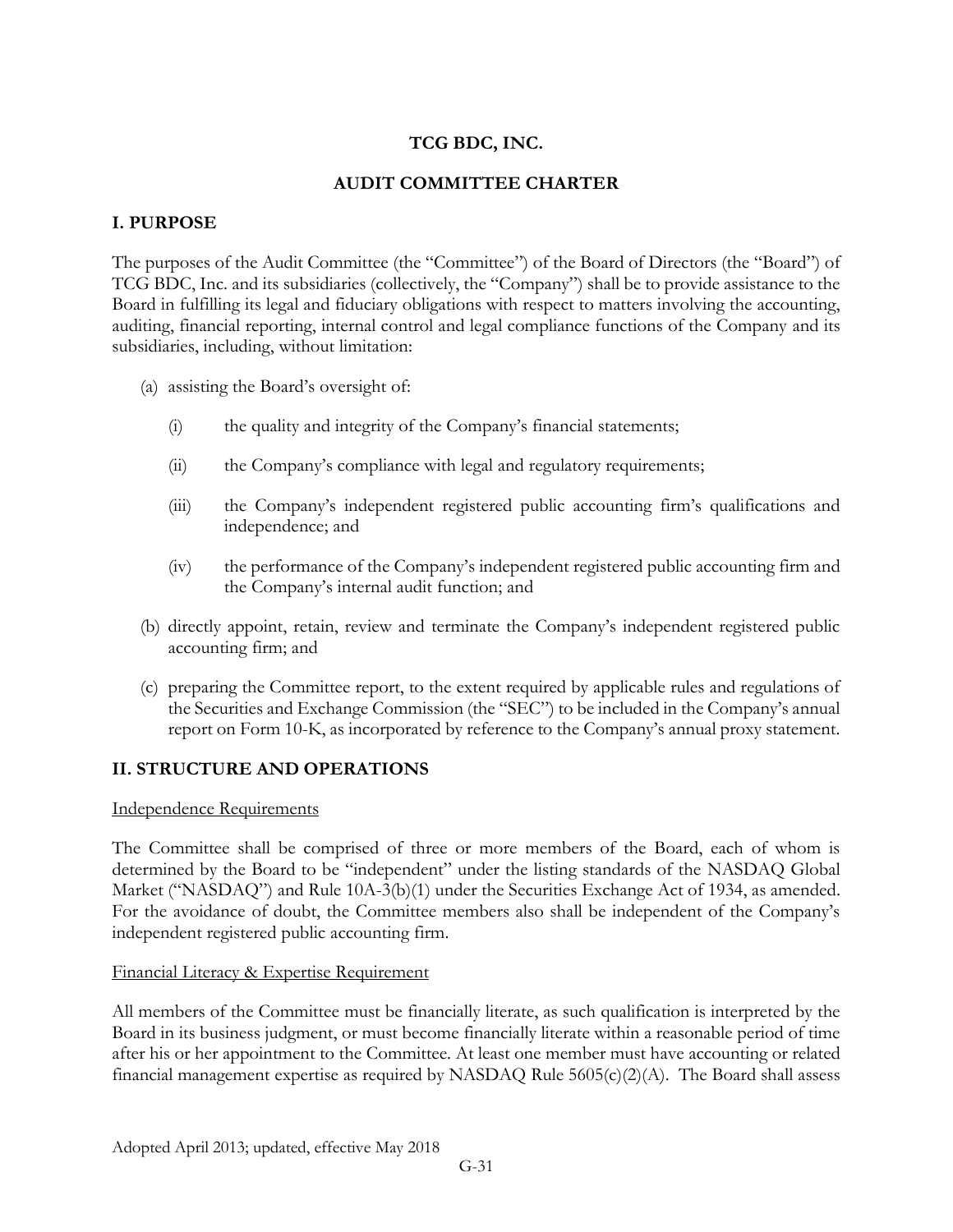# TCG BDC, INC.

## AUDIT COMMITTEE CHARTER

### I. PURPOSE

The purposes of the Audit Committee (the "Committee") of the Board of Directors (the "Board") of TCG BDC, Inc. and its subsidiaries (collectively, the "Company") shall be to provide assistance to the Board in fulfilling its legal and fiduciary obligations with respect to matters involving the accounting, auditing, financial reporting, internal control and legal compliance functions of the Company and its subsidiaries, including, without limitation:

(a) assisting the Board's oversight of:

   (i) the quality and integrity of the Company's financial statements;

   (ii) the Company's compliance with legal and regulatory requirements;

   (iii) the Company's independent registered public accounting firm's qualifications and independence; and

   (iv) the performance of the Company's independent registered public accounting firm and the Company's internal audit function; and

(b) directly appoint, retain, review and terminate the Company's independent registered public accounting firm; and

(c) preparing the Committee report, to the extent required by applicable rules and regulations of the Securities and Exchange Commission (the "SEC") to be included in the Company's annual report on Form 10-K, as incorporated by reference to the Company's annual proxy statement.

### II. STRUCTURE AND OPERATIONS

Independence Requirements

The Committee shall be comprised of three or more members of the Board, each of whom is determined by the Board to be "independent" under the listing standards of the NASDAQ Global Market ("NASDAQ") and Rule 10A-3(b)(1) under the Securities Exchange Act of 1934, as amended. For the avoidance of doubt, the Committee members also shall be independent of the Company's independent registered public accounting firm.

Financial Literacy & Expertise Requirement

All members of the Committee must be financially literate, as such qualification is interpreted by the Board in its business judgment, or must become financially literate within a reasonable period of time after his or her appointment to the Committee. At least one member must have accounting or related financial management expertise as required by NASDAQ Rule 5605(c)(2)(A). The Board shall assess

Adopted April 2013; updated, effective May 2018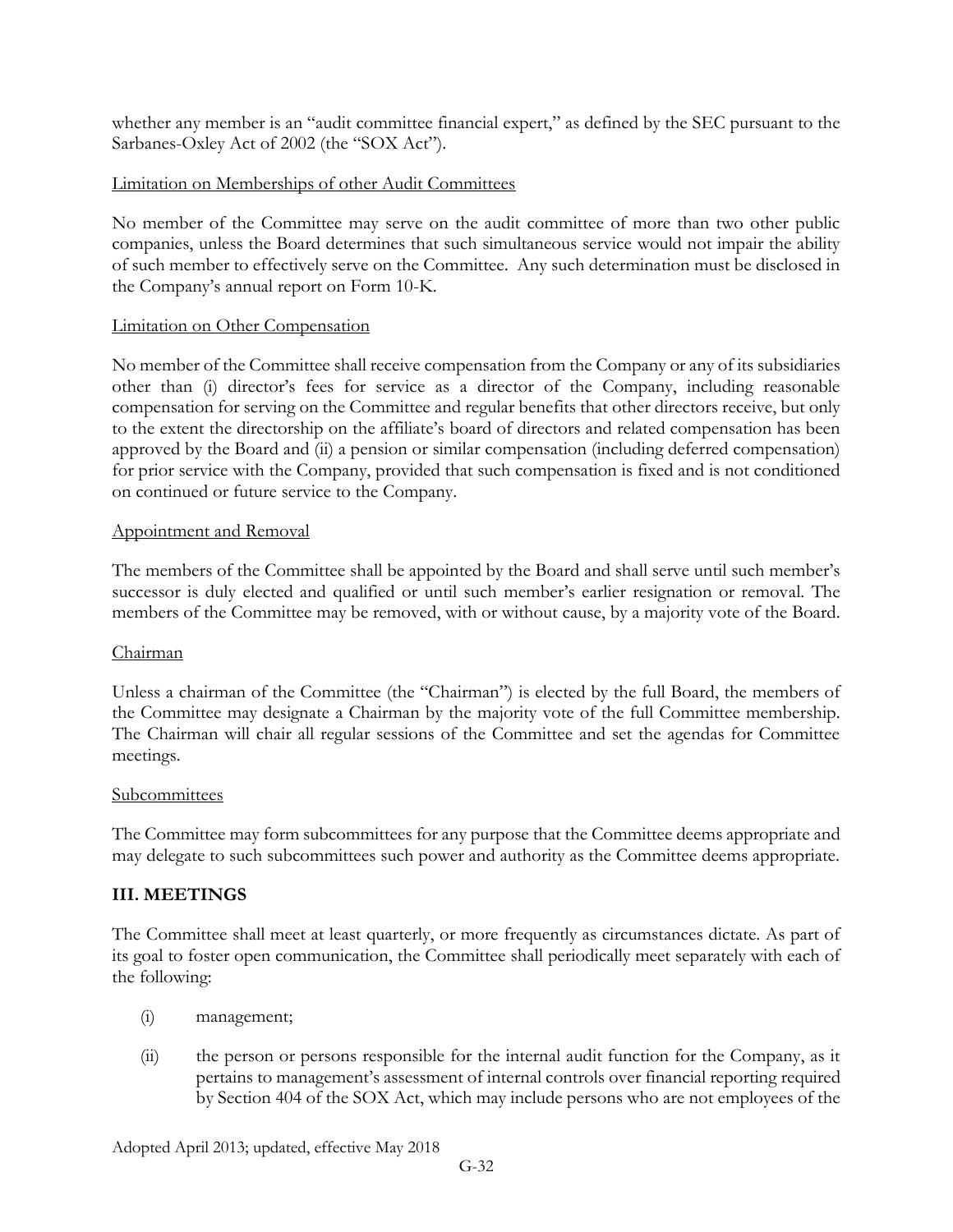whether any member is an "audit committee financial expert," as defined by the SEC pursuant to the Sarbanes-Oxley Act of 2002 (the "SOX Act").

Limitation on Memberships of other Audit Committees

No member of the Committee may serve on the audit committee of more than two other public companies, unless the Board determines that such simultaneous service would not impair the ability of such member to effectively serve on the Committee. Any such determination must be disclosed in the Company's annual report on Form 10-K.

Limitation on Other Compensation

No member of the Committee shall receive compensation from the Company or any of its subsidiaries other than (i) director's fees for service as a director of the Company, including reasonable compensation for serving on the Committee and regular benefits that other directors receive, but only to the extent the directorship on the affiliate's board of directors and related compensation has been approved by the Board and (ii) a pension or similar compensation (including deferred compensation) for prior service with the Company, provided that such compensation is fixed and is not conditioned on continued or future service to the Company.

Appointment and Removal

The members of the Committee shall be appointed by the Board and shall serve until such member's successor is duly elected and qualified or until such member's earlier resignation or removal. The members of the Committee may be removed, with or without cause, by a majority vote of the Board.

Chairman

Unless a chairman of the Committee (the "Chairman") is elected by the full Board, the members of the Committee may designate a Chairman by the majority vote of the full Committee membership. The Chairman will chair all regular sessions of the Committee and set the agendas for Committee meetings.

Subcommittees

The Committee may form subcommittees for any purpose that the Committee deems appropriate and may delegate to such subcommittees such power and authority as the Committee deems appropriate.

## III. MEETINGS

The Committee shall meet at least quarterly, or more frequently as circumstances dictate. As part of its goal to foster open communication, the Committee shall periodically meet separately with each of the following:

(i) management;

(ii) the person or persons responsible for the internal audit function for the Company, as it pertains to management's assessment of internal controls over financial reporting required by Section 404 of the SOX Act, which may include persons who are not employees of the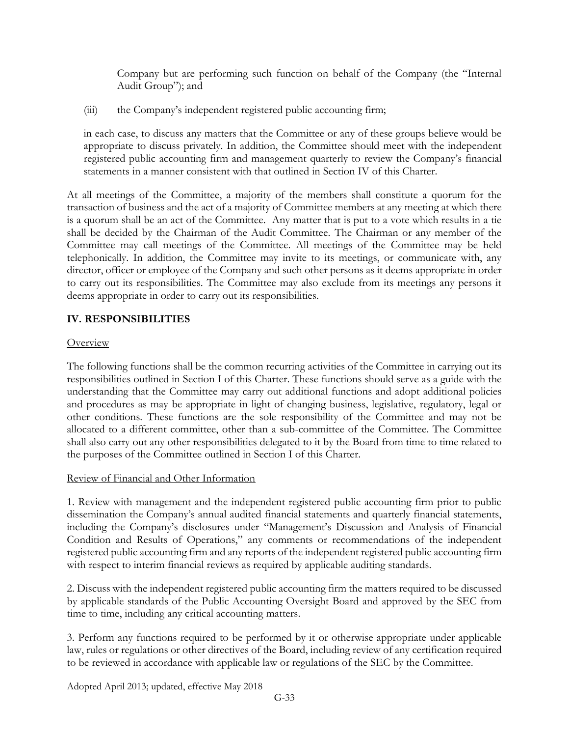Company but are performing such function on behalf of the Company (the "Internal Audit Group"); and

(iii) the Company's independent registered public accounting firm;

in each case, to discuss any matters that the Committee or any of these groups believe would be appropriate to discuss privately. In addition, the Committee should meet with the independent registered public accounting firm and management quarterly to review the Company's financial statements in a manner consistent with that outlined in Section IV of this Charter.

At all meetings of the Committee, a majority of the members shall constitute a quorum for the transaction of business and the act of a majority of Committee members at any meeting at which there is a quorum shall be an act of the Committee. Any matter that is put to a vote which results in a tie shall be decided by the Chairman of the Audit Committee. The Chairman or any member of the Committee may call meetings of the Committee. All meetings of the Committee may be held telephonically. In addition, the Committee may invite to its meetings, or communicate with, any director, officer or employee of the Company and such other persons as it deems appropriate in order to carry out its responsibilities. The Committee may also exclude from its meetings any persons it deems appropriate in order to carry out its responsibilities.

## IV. RESPONSIBILITIES

Overview

The following functions shall be the common recurring activities of the Committee in carrying out its responsibilities outlined in Section I of this Charter. These functions should serve as a guide with the understanding that the Committee may carry out additional functions and adopt additional policies and procedures as may be appropriate in light of changing business, legislative, regulatory, legal or other conditions. These functions are the sole responsibility of the Committee and may not be allocated to a different committee, other than a sub-committee of the Committee. The Committee shall also carry out any other responsibilities delegated to it by the Board from time to time related to the purposes of the Committee outlined in Section I of this Charter.

Review of Financial and Other Information

1. Review with management and the independent registered public accounting firm prior to public dissemination the Company's annual audited financial statements and quarterly financial statements, including the Company's disclosures under "Management's Discussion and Analysis of Financial Condition and Results of Operations," any comments or recommendations of the independent registered public accounting firm and any reports of the independent registered public accounting firm with respect to interim financial reviews as required by applicable auditing standards.

2. Discuss with the independent registered public accounting firm the matters required to be discussed by applicable standards of the Public Accounting Oversight Board and approved by the SEC from time to time, including any critical accounting matters.

3. Perform any functions required to be performed by it or otherwise appropriate under applicable law, rules or regulations or other directives of the Board, including review of any certification required to be reviewed in accordance with applicable law or regulations of the SEC by the Committee.

Adopted April 2013; updated, effective May 2018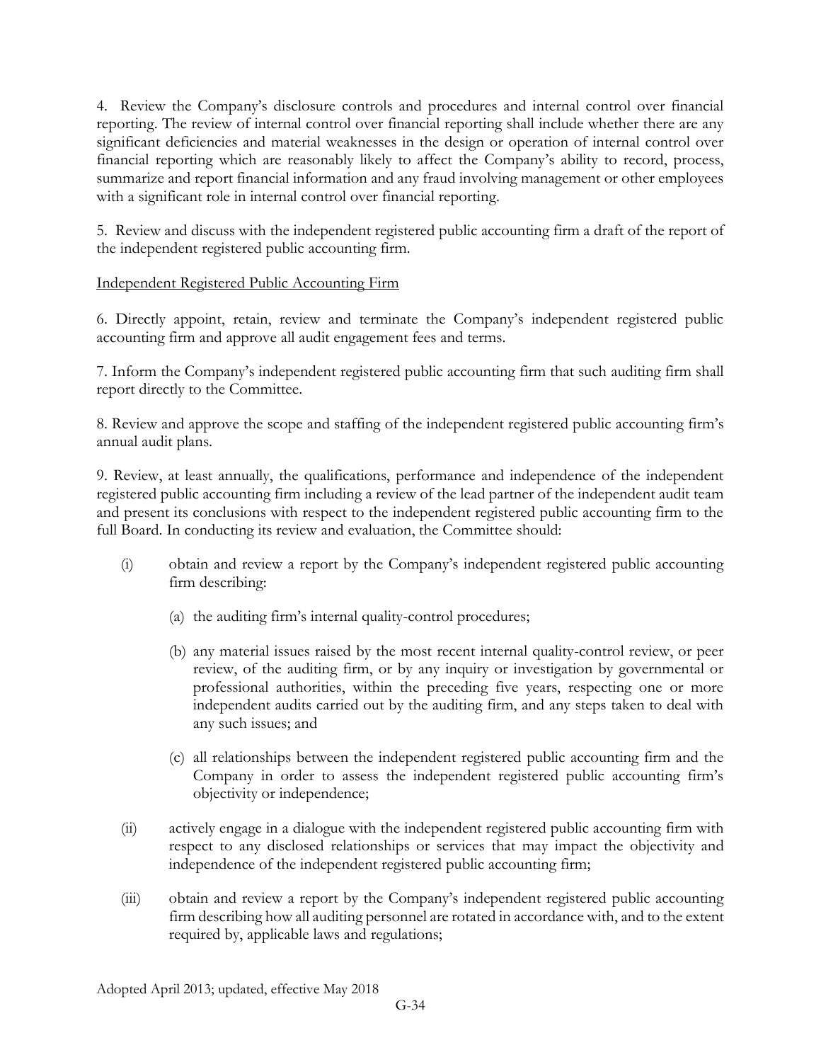4. Review the Company's disclosure controls and procedures and internal control over financial reporting. The review of internal control over financial reporting shall include whether there are any significant deficiencies and material weaknesses in the design or operation of internal control over financial reporting which are reasonably likely to affect the Company's ability to record, process, summarize and report financial information and any fraud involving management or other employees with a significant role in internal control over financial reporting.

5. Review and discuss with the independent registered public accounting firm a draft of the report of the independent registered public accounting firm.

Independent Registered Public Accounting Firm

6. Directly appoint, retain, review and terminate the Company's independent registered public accounting firm and approve all audit engagement fees and terms.

7. Inform the Company's independent registered public accounting firm that such auditing firm shall report directly to the Committee.

8. Review and approve the scope and staffing of the independent registered public accounting firm's annual audit plans.

9. Review, at least annually, the qualifications, performance and independence of the independent registered public accounting firm including a review of the lead partner of the independent audit team and present its conclusions with respect to the independent registered public accounting firm to the full Board. In conducting its review and evaluation, the Committee should:

(i) obtain and review a report by the Company's independent registered public accounting firm describing:

  (a) the auditing firm's internal quality-control procedures;

  (b) any material issues raised by the most recent internal quality-control review, or peer review, of the auditing firm, or by any inquiry or investigation by governmental or professional authorities, within the preceding five years, respecting one or more independent audits carried out by the auditing firm, and any steps taken to deal with any such issues; and

  (c) all relationships between the independent registered public accounting firm and the Company in order to assess the independent registered public accounting firm's objectivity or independence;

(ii) actively engage in a dialogue with the independent registered public accounting firm with respect to any disclosed relationships or services that may impact the objectivity and independence of the independent registered public accounting firm;

(iii) obtain and review a report by the Company's independent registered public accounting firm describing how all auditing personnel are rotated in accordance with, and to the extent required by, applicable laws and regulations;

Adopted April 2013; updated, effective May 2018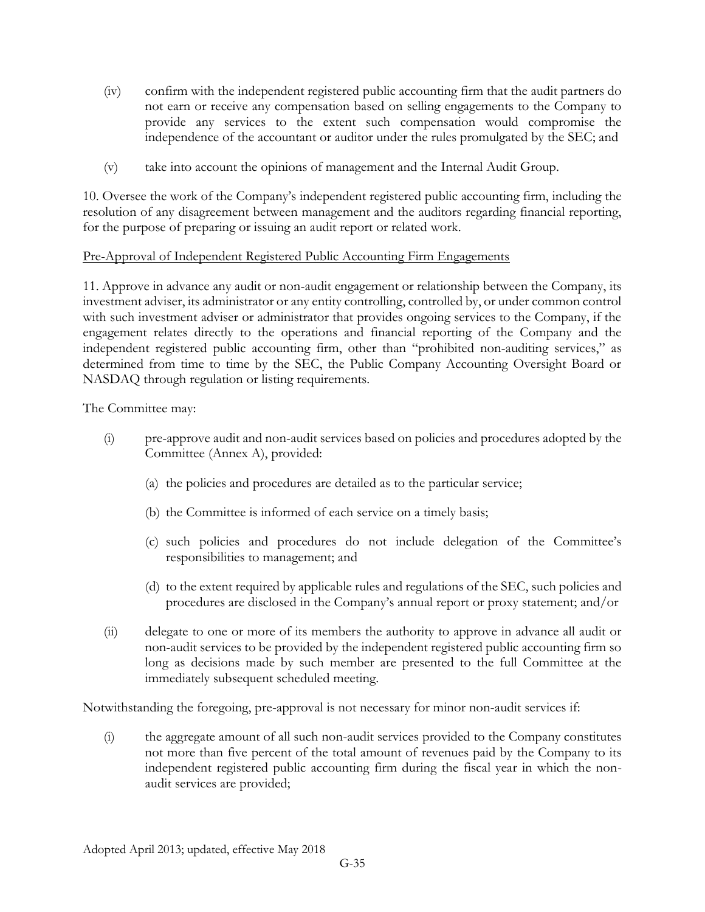(iv) confirm with the independent registered public accounting firm that the audit partners do not earn or receive any compensation based on selling engagements to the Company to provide any services to the extent such compensation would compromise the independence of the accountant or auditor under the rules promulgated by the SEC; and

(v) take into account the opinions of management and the Internal Audit Group.

10. Oversee the work of the Company's independent registered public accounting firm, including the resolution of any disagreement between management and the auditors regarding financial reporting, for the purpose of preparing or issuing an audit report or related work.

Pre-Approval of Independent Registered Public Accounting Firm Engagements

11. Approve in advance any audit or non-audit engagement or relationship between the Company, its investment adviser, its administrator or any entity controlling, controlled by, or under common control with such investment adviser or administrator that provides ongoing services to the Company, if the engagement relates directly to the operations and financial reporting of the Company and the independent registered public accounting firm, other than "prohibited non-auditing services," as determined from time to time by the SEC, the Public Company Accounting Oversight Board or NASDAQ through regulation or listing requirements.

The Committee may:

(i) pre-approve audit and non-audit services based on policies and procedures adopted by the Committee (Annex A), provided:

   (a) the policies and procedures are detailed as to the particular service;

   (b) the Committee is informed of each service on a timely basis;

   (c) such policies and procedures do not include delegation of the Committee's responsibilities to management; and

   (d) to the extent required by applicable rules and regulations of the SEC, such policies and procedures are disclosed in the Company's annual report or proxy statement; and/or

(ii) delegate to one or more of its members the authority to approve in advance all audit or non-audit services to be provided by the independent registered public accounting firm so long as decisions made by such member are presented to the full Committee at the immediately subsequent scheduled meeting.

Notwithstanding the foregoing, pre-approval is not necessary for minor non-audit services if:

(i) the aggregate amount of all such non-audit services provided to the Company constitutes not more than five percent of the total amount of revenues paid by the Company to its independent registered public accounting firm during the fiscal year in which the non-audit services are provided;

Adopted April 2013; updated, effective May 2018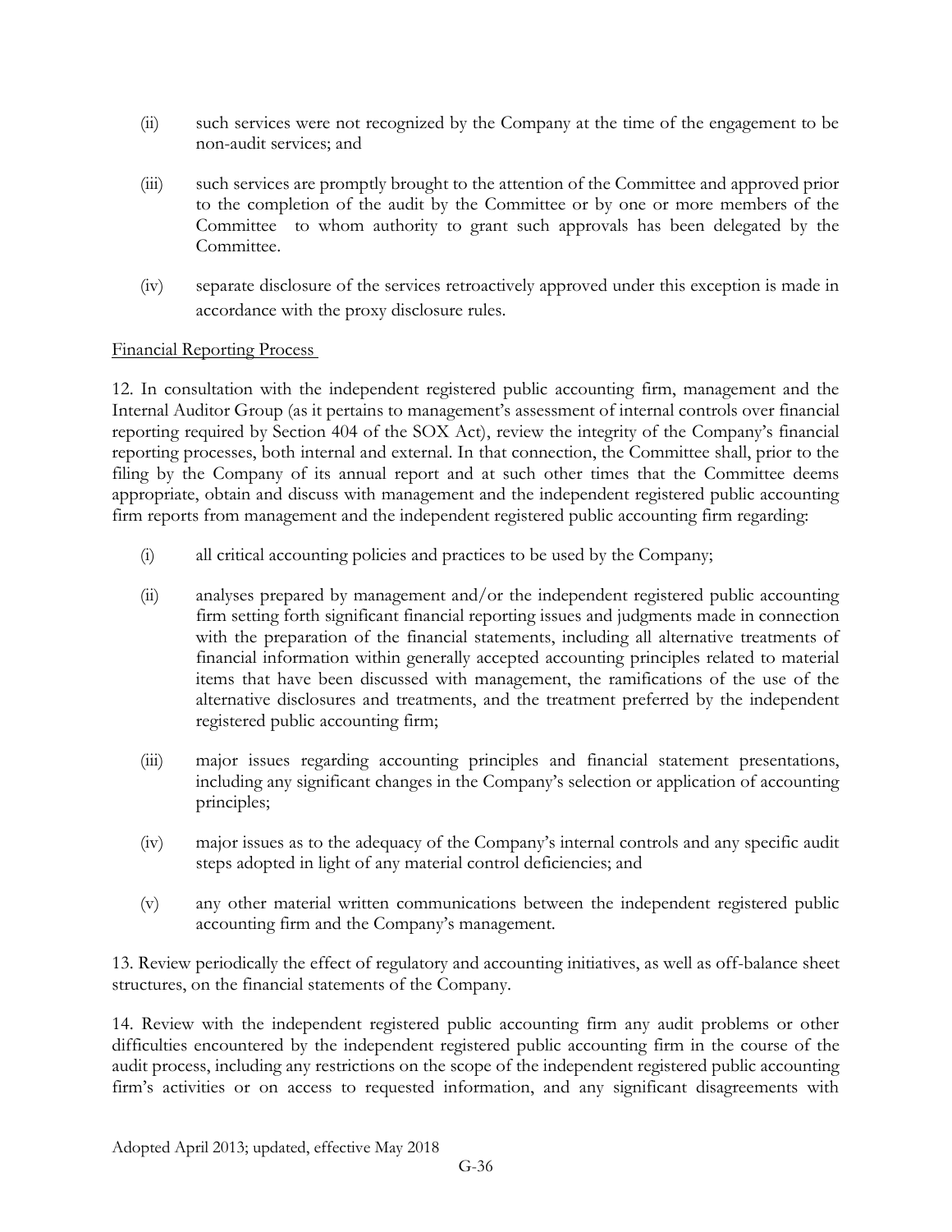(ii) such services were not recognized by the Company at the time of the engagement to be non-audit services; and

(iii) such services are promptly brought to the attention of the Committee and approved prior to the completion of the audit by the Committee or by one or more members of the Committee to whom authority to grant such approvals has been delegated by the Committee.

(iv) separate disclosure of the services retroactively approved under this exception is made in accordance with the proxy disclosure rules.

Financial Reporting Process

12. In consultation with the independent registered public accounting firm, management and the Internal Auditor Group (as it pertains to management's assessment of internal controls over financial reporting required by Section 404 of the SOX Act), review the integrity of the Company's financial reporting processes, both internal and external. In that connection, the Committee shall, prior to the filing by the Company of its annual report and at such other times that the Committee deems appropriate, obtain and discuss with management and the independent registered public accounting firm reports from management and the independent registered public accounting firm regarding:

(i) all critical accounting policies and practices to be used by the Company;

(ii) analyses prepared by management and/or the independent registered public accounting firm setting forth significant financial reporting issues and judgments made in connection with the preparation of the financial statements, including all alternative treatments of financial information within generally accepted accounting principles related to material items that have been discussed with management, the ramifications of the use of the alternative disclosures and treatments, and the treatment preferred by the independent registered public accounting firm;

(iii) major issues regarding accounting principles and financial statement presentations, including any significant changes in the Company's selection or application of accounting principles;

(iv) major issues as to the adequacy of the Company's internal controls and any specific audit steps adopted in light of any material control deficiencies; and

(v) any other material written communications between the independent registered public accounting firm and the Company's management.

13. Review periodically the effect of regulatory and accounting initiatives, as well as off-balance sheet structures, on the financial statements of the Company.

14. Review with the independent registered public accounting firm any audit problems or other difficulties encountered by the independent registered public accounting firm in the course of the audit process, including any restrictions on the scope of the independent registered public accounting firm's activities or on access to requested information, and any significant disagreements with

Adopted April 2013; updated, effective May 2018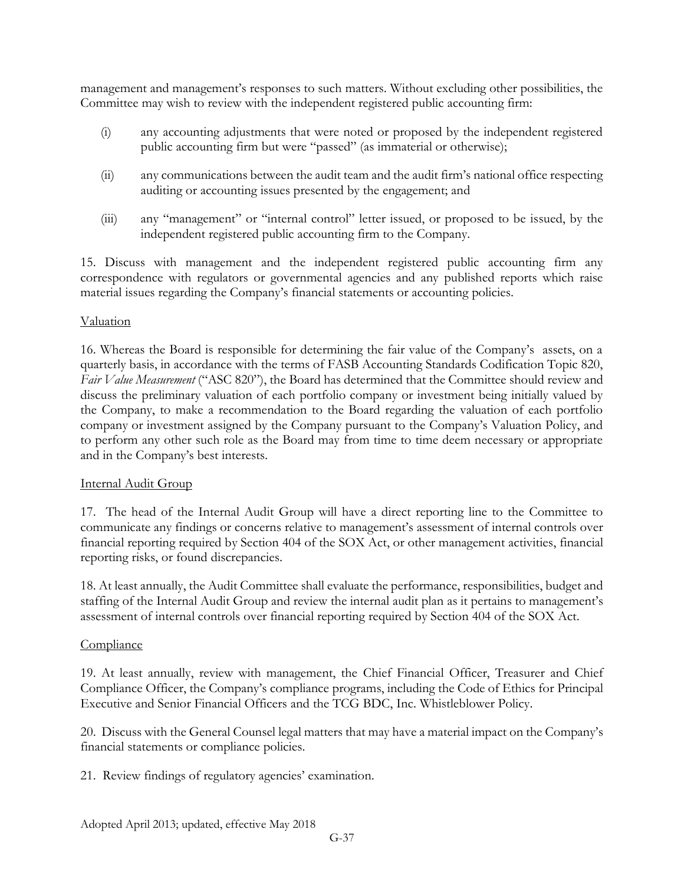management and management's responses to such matters. Without excluding other possibilities, the Committee may wish to review with the independent registered public accounting firm:

(i) any accounting adjustments that were noted or proposed by the independent registered public accounting firm but were "passed" (as immaterial or otherwise);

(ii) any communications between the audit team and the audit firm's national office respecting auditing or accounting issues presented by the engagement; and

(iii) any "management" or "internal control" letter issued, or proposed to be issued, by the independent registered public accounting firm to the Company.

15. Discuss with management and the independent registered public accounting firm any correspondence with regulators or governmental agencies and any published reports which raise material issues regarding the Company's financial statements or accounting policies.

Valuation

16. Whereas the Board is responsible for determining the fair value of the Company's assets, on a quarterly basis, in accordance with the terms of FASB Accounting Standards Codification Topic 820, *Fair Value Measurement* ("ASC 820"), the Board has determined that the Committee should review and discuss the preliminary valuation of each portfolio company or investment being initially valued by the Company, to make a recommendation to the Board regarding the valuation of each portfolio company or investment assigned by the Company pursuant to the Company's Valuation Policy, and to perform any other such role as the Board may from time to time deem necessary or appropriate and in the Company's best interests.

Internal Audit Group

17. The head of the Internal Audit Group will have a direct reporting line to the Committee to communicate any findings or concerns relative to management's assessment of internal controls over financial reporting required by Section 404 of the SOX Act, or other management activities, financial reporting risks, or found discrepancies.

18. At least annually, the Audit Committee shall evaluate the performance, responsibilities, budget and staffing of the Internal Audit Group and review the internal audit plan as it pertains to management's assessment of internal controls over financial reporting required by Section 404 of the SOX Act.

Compliance

19. At least annually, review with management, the Chief Financial Officer, Treasurer and Chief Compliance Officer, the Company's compliance programs, including the Code of Ethics for Principal Executive and Senior Financial Officers and the TCG BDC, Inc. Whistleblower Policy.

20. Discuss with the General Counsel legal matters that may have a material impact on the Company's financial statements or compliance policies.

21. Review findings of regulatory agencies' examination.

Adopted April 2013; updated, effective May 2018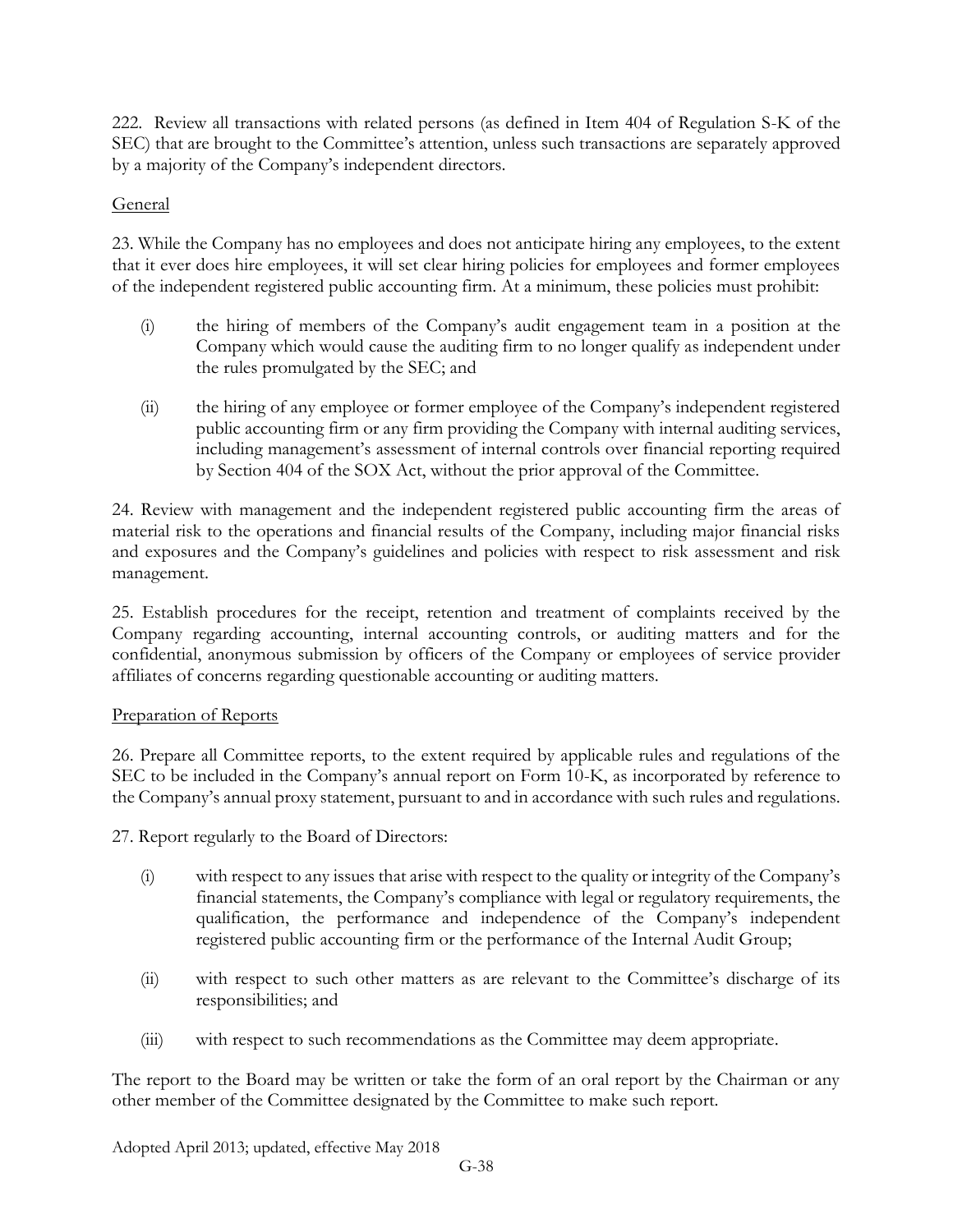222. Review all transactions with related persons (as defined in Item 404 of Regulation S-K of the SEC) that are brought to the Committee's attention, unless such transactions are separately approved by a majority of the Company's independent directors.

General

23. While the Company has no employees and does not anticipate hiring any employees, to the extent that it ever does hire employees, it will set clear hiring policies for employees and former employees of the independent registered public accounting firm. At a minimum, these policies must prohibit:

(i) the hiring of members of the Company's audit engagement team in a position at the Company which would cause the auditing firm to no longer qualify as independent under the rules promulgated by the SEC; and

(ii) the hiring of any employee or former employee of the Company's independent registered public accounting firm or any firm providing the Company with internal auditing services, including management's assessment of internal controls over financial reporting required by Section 404 of the SOX Act, without the prior approval of the Committee.

24. Review with management and the independent registered public accounting firm the areas of material risk to the operations and financial results of the Company, including major financial risks and exposures and the Company's guidelines and policies with respect to risk assessment and risk management.

25. Establish procedures for the receipt, retention and treatment of complaints received by the Company regarding accounting, internal accounting controls, or auditing matters and for the confidential, anonymous submission by officers of the Company or employees of service provider affiliates of concerns regarding questionable accounting or auditing matters.

Preparation of Reports

26. Prepare all Committee reports, to the extent required by applicable rules and regulations of the SEC to be included in the Company's annual report on Form 10-K, as incorporated by reference to the Company's annual proxy statement, pursuant to and in accordance with such rules and regulations.

27. Report regularly to the Board of Directors:

(i) with respect to any issues that arise with respect to the quality or integrity of the Company's financial statements, the Company's compliance with legal or regulatory requirements, the qualification, the performance and independence of the Company's independent registered public accounting firm or the performance of the Internal Audit Group;

(ii) with respect to such other matters as are relevant to the Committee's discharge of its responsibilities; and

(iii) with respect to such recommendations as the Committee may deem appropriate.

The report to the Board may be written or take the form of an oral report by the Chairman or any other member of the Committee designated by the Committee to make such report.

Adopted April 2013; updated, effective May 2018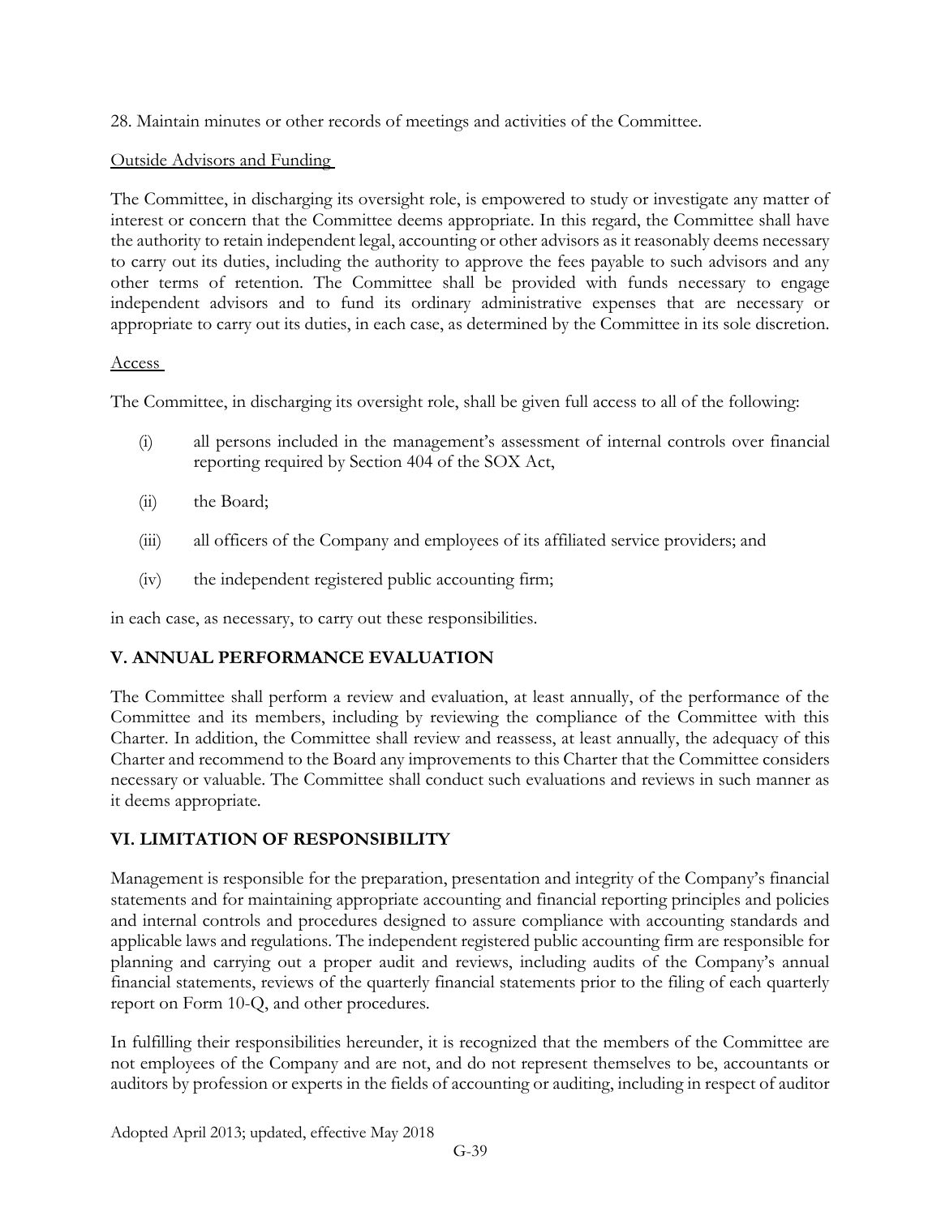28. Maintain minutes or other records of meetings and activities of the Committee.

<u>Outside Advisors and Funding</u>

The Committee, in discharging its oversight role, is empowered to study or investigate any matter of interest or concern that the Committee deems appropriate. In this regard, the Committee shall have the authority to retain independent legal, accounting or other advisors as it reasonably deems necessary to carry out its duties, including the authority to approve the fees payable to such advisors and any other terms of retention. The Committee shall be provided with funds necessary to engage independent advisors and to fund its ordinary administrative expenses that are necessary or appropriate to carry out its duties, in each case, as determined by the Committee in its sole discretion.

<u>Access</u>

The Committee, in discharging its oversight role, shall be given full access to all of the following:

(i) all persons included in the management's assessment of internal controls over financial reporting required by Section 404 of the SOX Act,

(ii) the Board;

(iii) all officers of the Company and employees of its affiliated service providers; and

(iv) the independent registered public accounting firm;

in each case, as necessary, to carry out these responsibilities.

## V. ANNUAL PERFORMANCE EVALUATION

The Committee shall perform a review and evaluation, at least annually, of the performance of the Committee and its members, including by reviewing the compliance of the Committee with this Charter. In addition, the Committee shall review and reassess, at least annually, the adequacy of this Charter and recommend to the Board any improvements to this Charter that the Committee considers necessary or valuable. The Committee shall conduct such evaluations and reviews in such manner as it deems appropriate.

## VI. LIMITATION OF RESPONSIBILITY

Management is responsible for the preparation, presentation and integrity of the Company's financial statements and for maintaining appropriate accounting and financial reporting principles and policies and internal controls and procedures designed to assure compliance with accounting standards and applicable laws and regulations. The independent registered public accounting firm are responsible for planning and carrying out a proper audit and reviews, including audits of the Company's annual financial statements, reviews of the quarterly financial statements prior to the filing of each quarterly report on Form 10-Q, and other procedures.

In fulfilling their responsibilities hereunder, it is recognized that the members of the Committee are not employees of the Company and are not, and do not represent themselves to be, accountants or auditors by profession or experts in the fields of accounting or auditing, including in respect of auditor

Adopted April 2013; updated, effective May 2018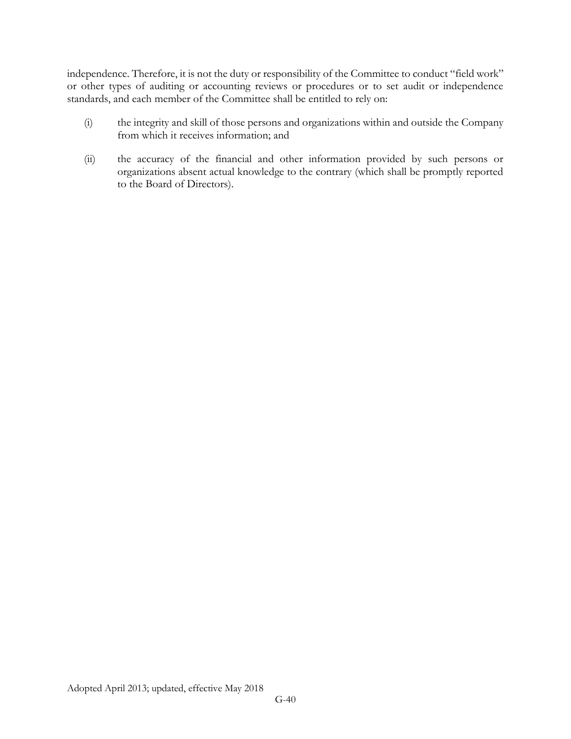independence. Therefore, it is not the duty or responsibility of the Committee to conduct "field work" or other types of auditing or accounting reviews or procedures or to set audit or independence standards, and each member of the Committee shall be entitled to rely on:

(i) the integrity and skill of those persons and organizations within and outside the Company from which it receives information; and

(ii) the accuracy of the financial and other information provided by such persons or organizations absent actual knowledge to the contrary (which shall be promptly reported to the Board of Directors).

Adopted April 2013; updated, effective May 2018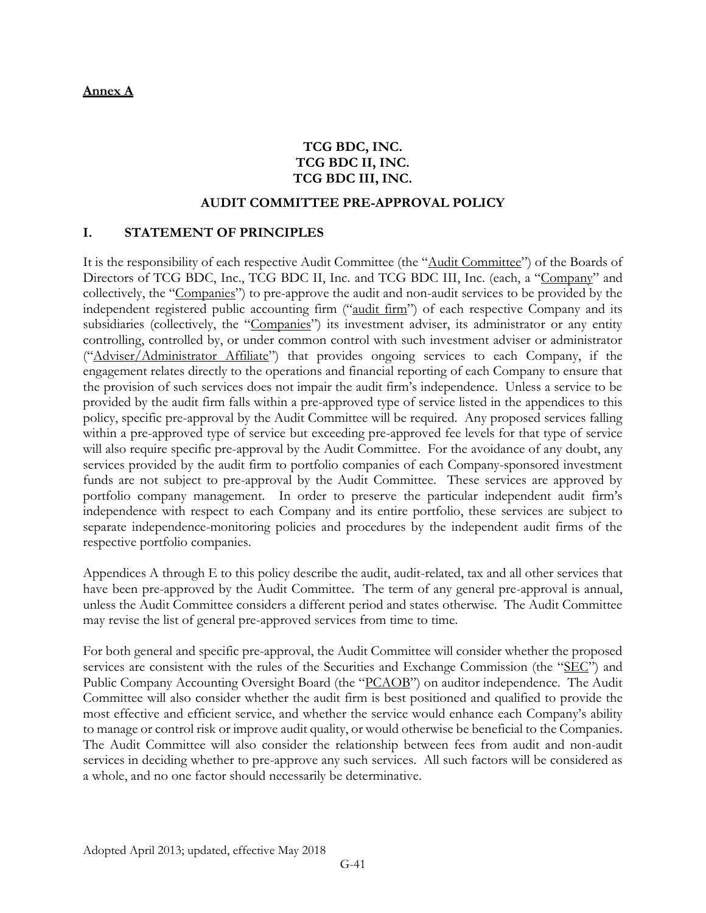**Annex A**

**TCG BDC, INC.**
**TCG BDC II, INC.**
**TCG BDC III, INC.**

**AUDIT COMMITTEE PRE-APPROVAL POLICY**

## I. STATEMENT OF PRINCIPLES

It is the responsibility of each respective Audit Committee (the "Audit Committee") of the Boards of Directors of TCG BDC, Inc., TCG BDC II, Inc. and TCG BDC III, Inc. (each, a "Company" and collectively, the "Companies") to pre-approve the audit and non-audit services to be provided by the independent registered public accounting firm ("audit firm") of each respective Company and its subsidiaries (collectively, the "Companies") its investment adviser, its administrator or any entity controlling, controlled by, or under common control with such investment adviser or administrator ("Adviser/Administrator Affiliate") that provides ongoing services to each Company, if the engagement relates directly to the operations and financial reporting of each Company to ensure that the provision of such services does not impair the audit firm's independence. Unless a service to be provided by the audit firm falls within a pre-approved type of service listed in the appendices to this policy, specific pre-approval by the Audit Committee will be required. Any proposed services falling within a pre-approved type of service but exceeding pre-approved fee levels for that type of service will also require specific pre-approval by the Audit Committee. For the avoidance of any doubt, any services provided by the audit firm to portfolio companies of each Company-sponsored investment funds are not subject to pre-approval by the Audit Committee. These services are approved by portfolio company management. In order to preserve the particular independent audit firm's independence with respect to each Company and its entire portfolio, these services are subject to separate independence-monitoring policies and procedures by the independent audit firms of the respective portfolio companies.

Appendices A through E to this policy describe the audit, audit-related, tax and all other services that have been pre-approved by the Audit Committee. The term of any general pre-approval is annual, unless the Audit Committee considers a different period and states otherwise. The Audit Committee may revise the list of general pre-approved services from time to time.

For both general and specific pre-approval, the Audit Committee will consider whether the proposed services are consistent with the rules of the Securities and Exchange Commission (the "SEC") and Public Company Accounting Oversight Board (the "PCAOB") on auditor independence. The Audit Committee will also consider whether the audit firm is best positioned and qualified to provide the most effective and efficient service, and whether the service would enhance each Company's ability to manage or control risk or improve audit quality, or would otherwise be beneficial to the Companies. The Audit Committee will also consider the relationship between fees from audit and non-audit services in deciding whether to pre-approve any such services. All such factors will be considered as a whole, and no one factor should necessarily be determinative.

Adopted April 2013; updated, effective May 2018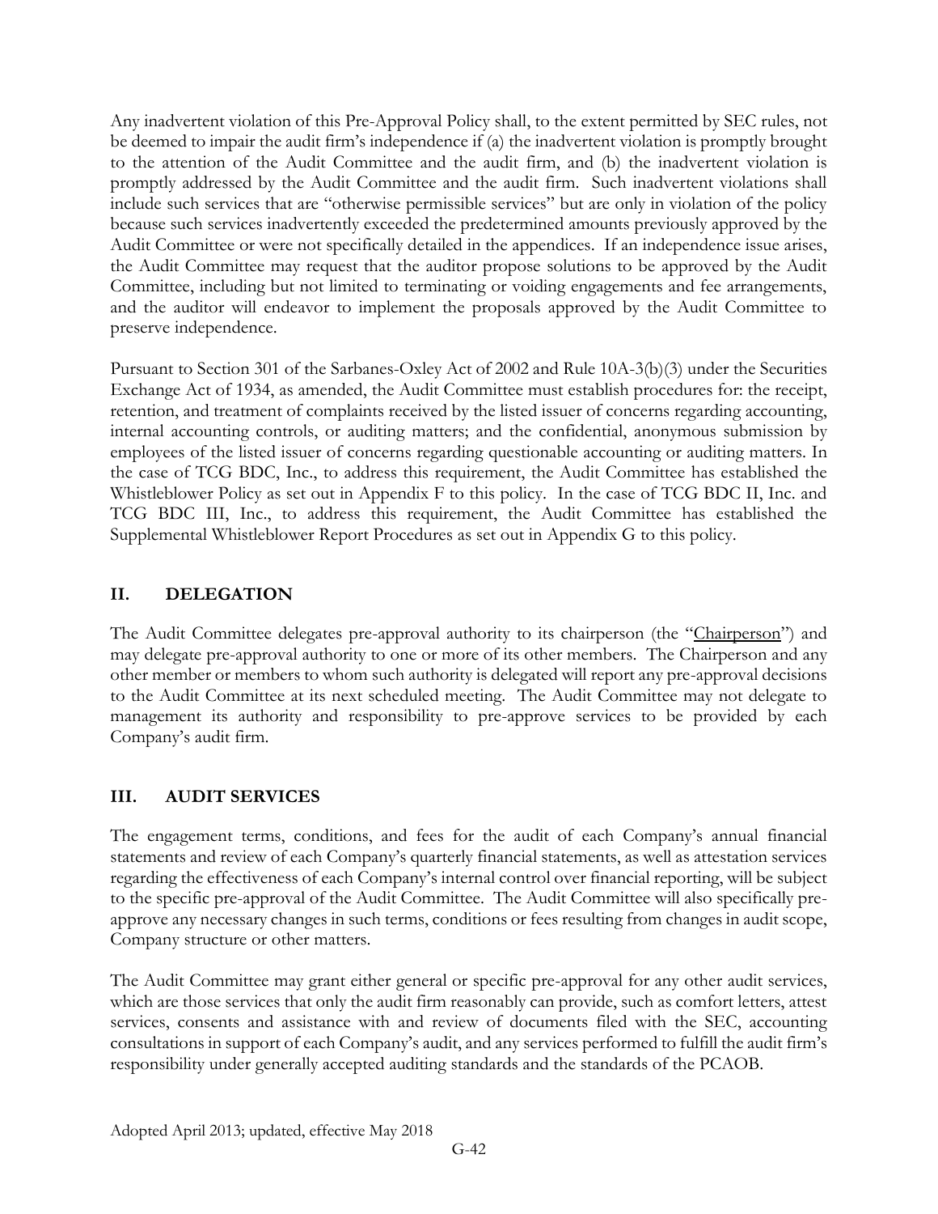Any inadvertent violation of this Pre-Approval Policy shall, to the extent permitted by SEC rules, not be deemed to impair the audit firm's independence if (a) the inadvertent violation is promptly brought to the attention of the Audit Committee and the audit firm, and (b) the inadvertent violation is promptly addressed by the Audit Committee and the audit firm. Such inadvertent violations shall include such services that are "otherwise permissible services" but are only in violation of the policy because such services inadvertently exceeded the predetermined amounts previously approved by the Audit Committee or were not specifically detailed in the appendices. If an independence issue arises, the Audit Committee may request that the auditor propose solutions to be approved by the Audit Committee, including but not limited to terminating or voiding engagements and fee arrangements, and the auditor will endeavor to implement the proposals approved by the Audit Committee to preserve independence.

Pursuant to Section 301 of the Sarbanes-Oxley Act of 2002 and Rule 10A-3(b)(3) under the Securities Exchange Act of 1934, as amended, the Audit Committee must establish procedures for: the receipt, retention, and treatment of complaints received by the listed issuer of concerns regarding accounting, internal accounting controls, or auditing matters; and the confidential, anonymous submission by employees of the listed issuer of concerns regarding questionable accounting or auditing matters. In the case of TCG BDC, Inc., to address this requirement, the Audit Committee has established the Whistleblower Policy as set out in Appendix F to this policy. In the case of TCG BDC II, Inc. and TCG BDC III, Inc., to address this requirement, the Audit Committee has established the Supplemental Whistleblower Report Procedures as set out in Appendix G to this policy.

## II. DELEGATION

The Audit Committee delegates pre-approval authority to its chairperson (the "Chairperson") and may delegate pre-approval authority to one or more of its other members. The Chairperson and any other member or members to whom such authority is delegated will report any pre-approval decisions to the Audit Committee at its next scheduled meeting. The Audit Committee may not delegate to management its authority and responsibility to pre-approve services to be provided by each Company's audit firm.

## III. AUDIT SERVICES

The engagement terms, conditions, and fees for the audit of each Company's annual financial statements and review of each Company's quarterly financial statements, as well as attestation services regarding the effectiveness of each Company's internal control over financial reporting, will be subject to the specific pre-approval of the Audit Committee. The Audit Committee will also specifically pre-approve any necessary changes in such terms, conditions or fees resulting from changes in audit scope, Company structure or other matters.

The Audit Committee may grant either general or specific pre-approval for any other audit services, which are those services that only the audit firm reasonably can provide, such as comfort letters, attest services, consents and assistance with and review of documents filed with the SEC, accounting consultations in support of each Company's audit, and any services performed to fulfill the audit firm's responsibility under generally accepted auditing standards and the standards of the PCAOB.

Adopted April 2013; updated, effective May 2018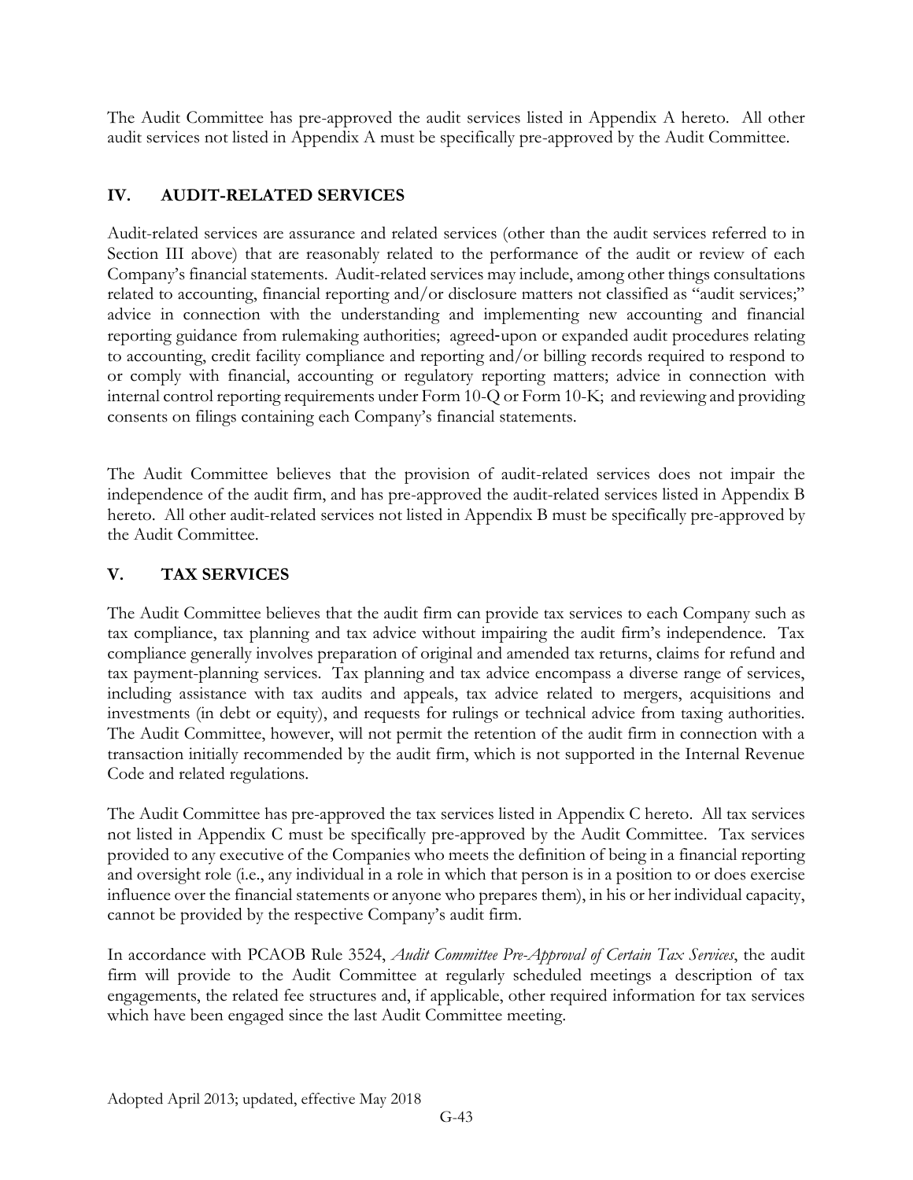The Audit Committee has pre-approved the audit services listed in Appendix A hereto. All other audit services not listed in Appendix A must be specifically pre-approved by the Audit Committee.

## IV. AUDIT-RELATED SERVICES

Audit-related services are assurance and related services (other than the audit services referred to in Section III above) that are reasonably related to the performance of the audit or review of each Company's financial statements. Audit-related services may include, among other things consultations related to accounting, financial reporting and/or disclosure matters not classified as "audit services;" advice in connection with the understanding and implementing new accounting and financial reporting guidance from rulemaking authorities; agreed-upon or expanded audit procedures relating to accounting, credit facility compliance and reporting and/or billing records required to respond to or comply with financial, accounting or regulatory reporting matters; advice in connection with internal control reporting requirements under Form 10-Q or Form 10-K; and reviewing and providing consents on filings containing each Company's financial statements.

The Audit Committee believes that the provision of audit-related services does not impair the independence of the audit firm, and has pre-approved the audit-related services listed in Appendix B hereto. All other audit-related services not listed in Appendix B must be specifically pre-approved by the Audit Committee.

## V. TAX SERVICES

The Audit Committee believes that the audit firm can provide tax services to each Company such as tax compliance, tax planning and tax advice without impairing the audit firm's independence. Tax compliance generally involves preparation of original and amended tax returns, claims for refund and tax payment-planning services. Tax planning and tax advice encompass a diverse range of services, including assistance with tax audits and appeals, tax advice related to mergers, acquisitions and investments (in debt or equity), and requests for rulings or technical advice from taxing authorities. The Audit Committee, however, will not permit the retention of the audit firm in connection with a transaction initially recommended by the audit firm, which is not supported in the Internal Revenue Code and related regulations.

The Audit Committee has pre-approved the tax services listed in Appendix C hereto. All tax services not listed in Appendix C must be specifically pre-approved by the Audit Committee. Tax services provided to any executive of the Companies who meets the definition of being in a financial reporting and oversight role (i.e., any individual in a role in which that person is in a position to or does exercise influence over the financial statements or anyone who prepares them), in his or her individual capacity, cannot be provided by the respective Company's audit firm.

In accordance with PCAOB Rule 3524, *Audit Committee Pre-Approval of Certain Tax Services*, the audit firm will provide to the Audit Committee at regularly scheduled meetings a description of tax engagements, the related fee structures and, if applicable, other required information for tax services which have been engaged since the last Audit Committee meeting.

Adopted April 2013; updated, effective May 2018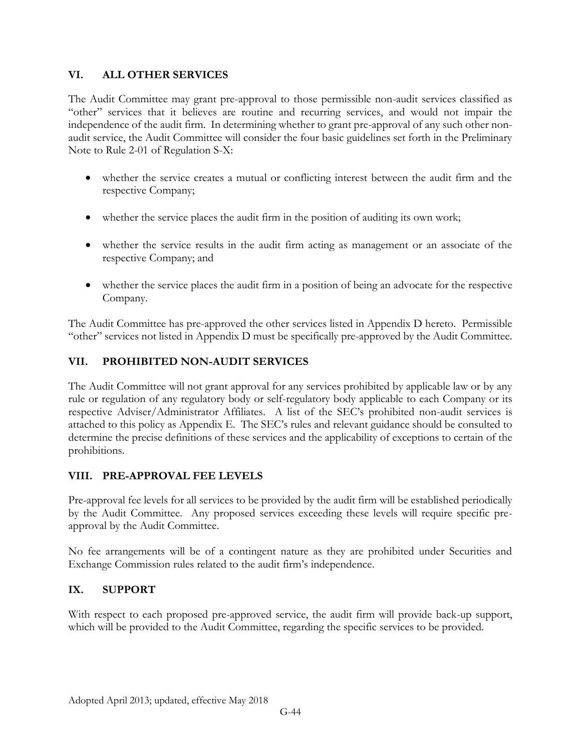## VI. ALL OTHER SERVICES

The Audit Committee may grant pre-approval to those permissible non-audit services classified as "other" services that it believes are routine and recurring services, and would not impair the independence of the audit firm. In determining whether to grant pre-approval of any such other non-audit service, the Audit Committee will consider the four basic guidelines set forth in the Preliminary Note to Rule 2-01 of Regulation S-X:

- whether the service creates a mutual or conflicting interest between the audit firm and the respective Company;
- whether the service places the audit firm in the position of auditing its own work;
- whether the service results in the audit firm acting as management or an associate of the respective Company; and
- whether the service places the audit firm in a position of being an advocate for the respective Company.

The Audit Committee has pre-approved the other services listed in Appendix D hereto. Permissible "other" services not listed in Appendix D must be specifically pre-approved by the Audit Committee.

## VII. PROHIBITED NON-AUDIT SERVICES

The Audit Committee will not grant approval for any services prohibited by applicable law or by any rule or regulation of any regulatory body or self-regulatory body applicable to each Company or its respective Adviser/Administrator Affiliates. A list of the SEC's prohibited non-audit services is attached to this policy as Appendix E. The SEC's rules and relevant guidance should be consulted to determine the precise definitions of these services and the applicability of exceptions to certain of the prohibitions.

## VIII. PRE-APPROVAL FEE LEVELS

Pre-approval fee levels for all services to be provided by the audit firm will be established periodically by the Audit Committee. Any proposed services exceeding these levels will require specific pre-approval by the Audit Committee.

No fee arrangements will be of a contingent nature as they are prohibited under Securities and Exchange Commission rules related to the audit firm's independence.

## IX. SUPPORT

With respect to each proposed pre-approved service, the audit firm will provide back-up support, which will be provided to the Audit Committee, regarding the specific services to be provided.

Adopted April 2013; updated, effective May 2018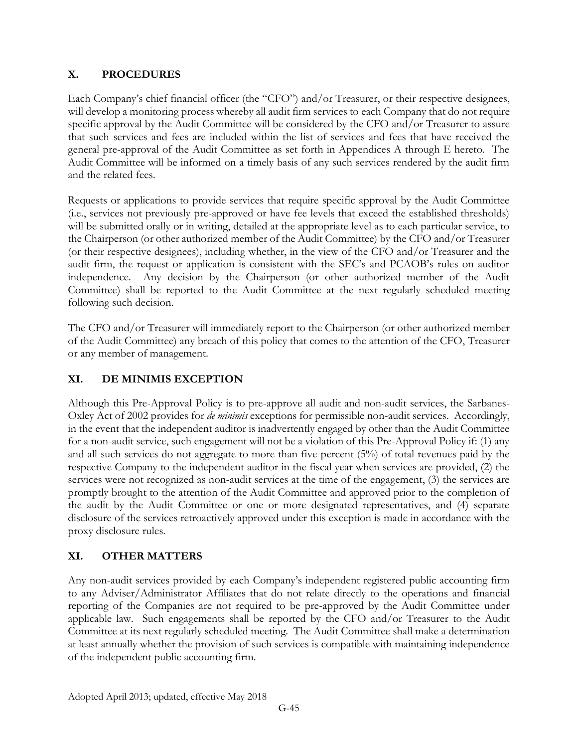## X. PROCEDURES

Each Company's chief financial officer (the "CFO") and/or Treasurer, or their respective designees, will develop a monitoring process whereby all audit firm services to each Company that do not require specific approval by the Audit Committee will be considered by the CFO and/or Treasurer to assure that such services and fees are included within the list of services and fees that have received the general pre-approval of the Audit Committee as set forth in Appendices A through E hereto. The Audit Committee will be informed on a timely basis of any such services rendered by the audit firm and the related fees.

Requests or applications to provide services that require specific approval by the Audit Committee (i.e., services not previously pre-approved or have fee levels that exceed the established thresholds) will be submitted orally or in writing, detailed at the appropriate level as to each particular service, to the Chairperson (or other authorized member of the Audit Committee) by the CFO and/or Treasurer (or their respective designees), including whether, in the view of the CFO and/or Treasurer and the audit firm, the request or application is consistent with the SEC's and PCAOB's rules on auditor independence. Any decision by the Chairperson (or other authorized member of the Audit Committee) shall be reported to the Audit Committee at the next regularly scheduled meeting following such decision.

The CFO and/or Treasurer will immediately report to the Chairperson (or other authorized member of the Audit Committee) any breach of this policy that comes to the attention of the CFO, Treasurer or any member of management.

## XI. DE MINIMIS EXCEPTION

Although this Pre-Approval Policy is to pre-approve all audit and non-audit services, the Sarbanes-Oxley Act of 2002 provides for *de minimis* exceptions for permissible non-audit services. Accordingly, in the event that the independent auditor is inadvertently engaged by other than the Audit Committee for a non-audit service, such engagement will not be a violation of this Pre-Approval Policy if: (1) any and all such services do not aggregate to more than five percent (5%) of total revenues paid by the respective Company to the independent auditor in the fiscal year when services are provided, (2) the services were not recognized as non-audit services at the time of the engagement, (3) the services are promptly brought to the attention of the Audit Committee and approved prior to the completion of the audit by the Audit Committee or one or more designated representatives, and (4) separate disclosure of the services retroactively approved under this exception is made in accordance with the proxy disclosure rules.

## XI. OTHER MATTERS

Any non-audit services provided by each Company's independent registered public accounting firm to any Adviser/Administrator Affiliates that do not relate directly to the operations and financial reporting of the Companies are not required to be pre-approved by the Audit Committee under applicable law. Such engagements shall be reported by the CFO and/or Treasurer to the Audit Committee at its next regularly scheduled meeting. The Audit Committee shall make a determination at least annually whether the provision of such services is compatible with maintaining independence of the independent public accounting firm.

Adopted April 2013; updated, effective May 2018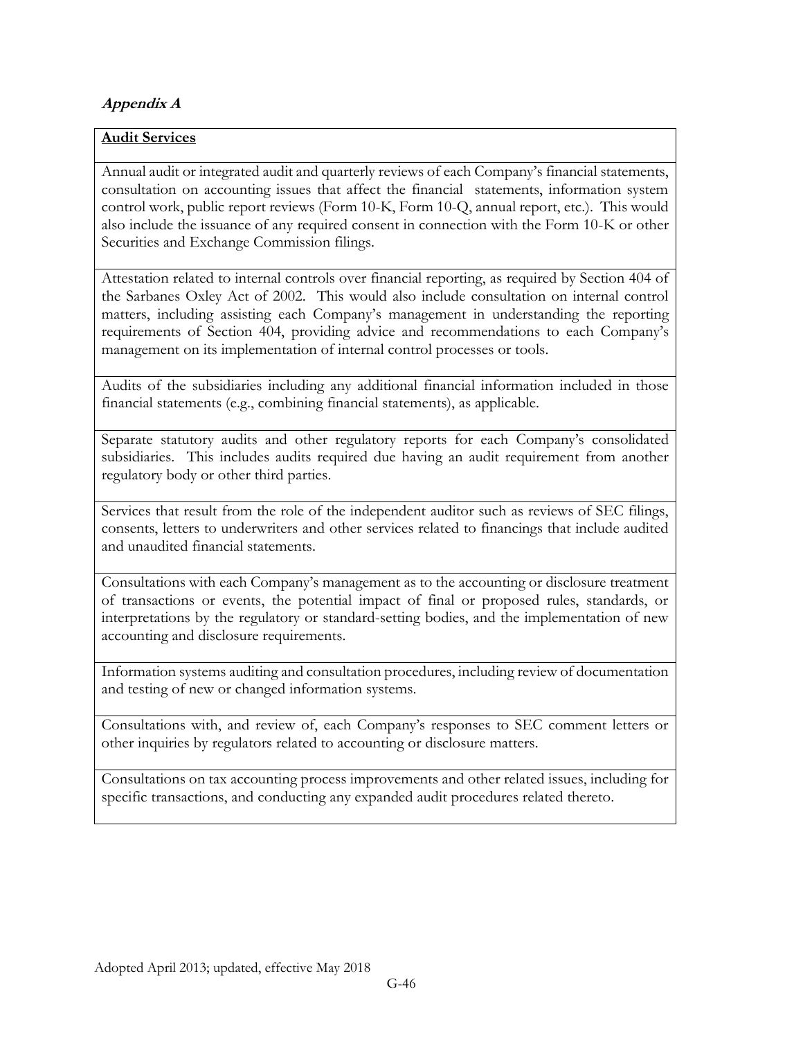***Appendix A***

| **Audit Services** |
| --- |
| Annual audit or integrated audit and quarterly reviews of each Company's financial statements, consultation on accounting issues that affect the financial statements, information system control work, public report reviews (Form 10-K, Form 10-Q, annual report, etc.). This would also include the issuance of any required consent in connection with the Form 10-K or other Securities and Exchange Commission filings. |
| Attestation related to internal controls over financial reporting, as required by Section 404 of the Sarbanes Oxley Act of 2002. This would also include consultation on internal control matters, including assisting each Company's management in understanding the reporting requirements of Section 404, providing advice and recommendations to each Company's management on its implementation of internal control processes or tools. |
| Audits of the subsidiaries including any additional financial information included in those financial statements (e.g., combining financial statements), as applicable. |
| Separate statutory audits and other regulatory reports for each Company's consolidated subsidiaries. This includes audits required due having an audit requirement from another regulatory body or other third parties. |
| Services that result from the role of the independent auditor such as reviews of SEC filings, consents, letters to underwriters and other services related to financings that include audited and unaudited financial statements. |
| Consultations with each Company's management as to the accounting or disclosure treatment of transactions or events, the potential impact of final or proposed rules, standards, or interpretations by the regulatory or standard-setting bodies, and the implementation of new accounting and disclosure requirements. |
| Information systems auditing and consultation procedures, including review of documentation and testing of new or changed information systems. |
| Consultations with, and review of, each Company's responses to SEC comment letters or other inquiries by regulators related to accounting or disclosure matters. |
| Consultations on tax accounting process improvements and other related issues, including for specific transactions, and conducting any expanded audit procedures related thereto. |

Adopted April 2013; updated, effective May 2018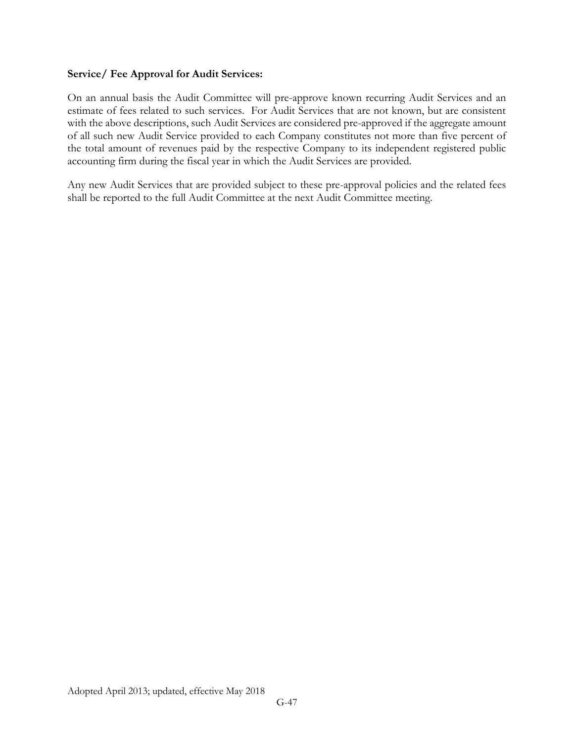**Service/ Fee Approval for Audit Services:**

On an annual basis the Audit Committee will pre-approve known recurring Audit Services and an estimate of fees related to such services. For Audit Services that are not known, but are consistent with the above descriptions, such Audit Services are considered pre-approved if the aggregate amount of all such new Audit Service provided to each Company constitutes not more than five percent of the total amount of revenues paid by the respective Company to its independent registered public accounting firm during the fiscal year in which the Audit Services are provided.

Any new Audit Services that are provided subject to these pre-approval policies and the related fees shall be reported to the full Audit Committee at the next Audit Committee meeting.

Adopted April 2013; updated, effective May 2018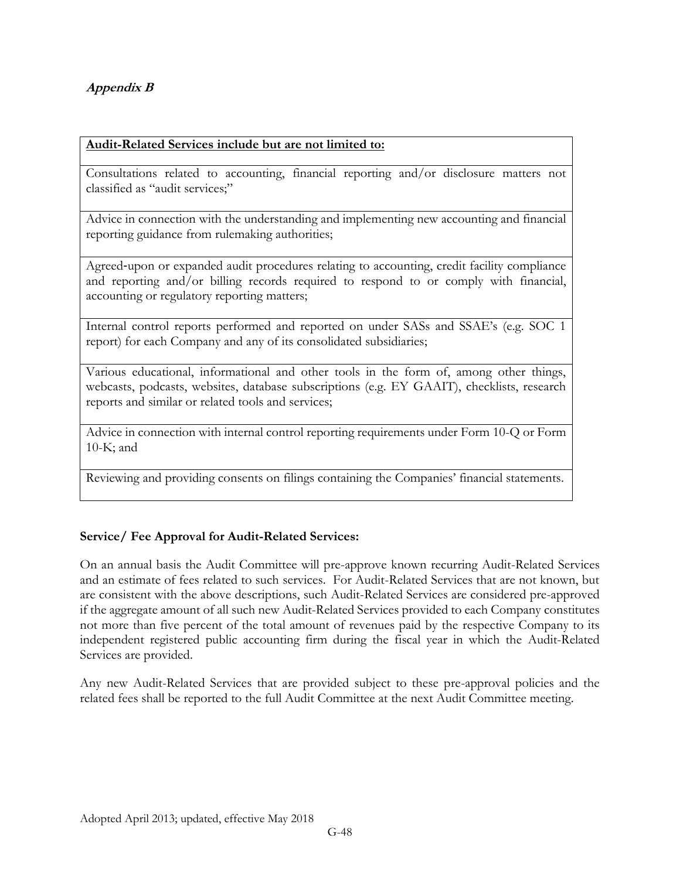***Appendix B***

| **Audit-Related Services include but are not limited to:** |
|---|
| Consultations related to accounting, financial reporting and/or disclosure matters not classified as "audit services;" |
| Advice in connection with the understanding and implementing new accounting and financial reporting guidance from rulemaking authorities; |
| Agreed-upon or expanded audit procedures relating to accounting, credit facility compliance and reporting and/or billing records required to respond to or comply with financial, accounting or regulatory reporting matters; |
| Internal control reports performed and reported on under SASs and SSAE's (e.g. SOC 1 report) for each Company and any of its consolidated subsidiaries; |
| Various educational, informational and other tools in the form of, among other things, webcasts, podcasts, websites, database subscriptions (e.g. EY GAAIT), checklists, research reports and similar or related tools and services; |
| Advice in connection with internal control reporting requirements under Form 10-Q or Form 10-K; and |
| Reviewing and providing consents on filings containing the Companies' financial statements. |

**Service/ Fee Approval for Audit-Related Services:**

On an annual basis the Audit Committee will pre-approve known recurring Audit-Related Services and an estimate of fees related to such services. For Audit-Related Services that are not known, but are consistent with the above descriptions, such Audit-Related Services are considered pre-approved if the aggregate amount of all such new Audit-Related Services provided to each Company constitutes not more than five percent of the total amount of revenues paid by the respective Company to its independent registered public accounting firm during the fiscal year in which the Audit-Related Services are provided.

Any new Audit-Related Services that are provided subject to these pre-approval policies and the related fees shall be reported to the full Audit Committee at the next Audit Committee meeting.

Adopted April 2013; updated, effective May 2018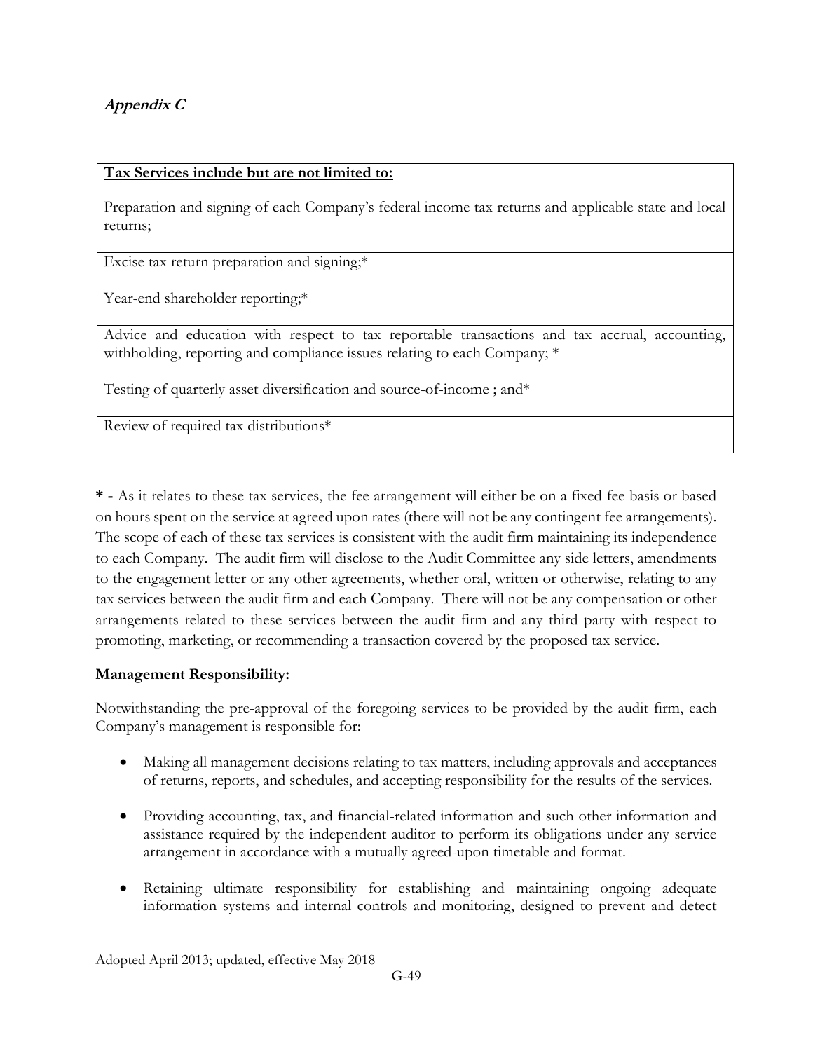***Appendix C***

| **<u>Tax Services include but are not limited to:</u>** |
|---|
| Preparation and signing of each Company's federal income tax returns and applicable state and local returns; |
| Excise tax return preparation and signing;* |
| Year-end shareholder reporting;* |
| Advice and education with respect to tax reportable transactions and tax accrual, accounting, withholding, reporting and compliance issues relating to each Company; * |
| Testing of quarterly asset diversification and source-of-income ; and* |
| Review of required tax distributions* |

**\* -** As it relates to these tax services, the fee arrangement will either be on a fixed fee basis or based on hours spent on the service at agreed upon rates (there will not be any contingent fee arrangements). The scope of each of these tax services is consistent with the audit firm maintaining its independence to each Company. The audit firm will disclose to the Audit Committee any side letters, amendments to the engagement letter or any other agreements, whether oral, written or otherwise, relating to any tax services between the audit firm and each Company. There will not be any compensation or other arrangements related to these services between the audit firm and any third party with respect to promoting, marketing, or recommending a transaction covered by the proposed tax service.

**Management Responsibility:**

Notwithstanding the pre-approval of the foregoing services to be provided by the audit firm, each Company's management is responsible for:

- Making all management decisions relating to tax matters, including approvals and acceptances of returns, reports, and schedules, and accepting responsibility for the results of the services.
- Providing accounting, tax, and financial-related information and such other information and assistance required by the independent auditor to perform its obligations under any service arrangement in accordance with a mutually agreed-upon timetable and format.
- Retaining ultimate responsibility for establishing and maintaining ongoing adequate information systems and internal controls and monitoring, designed to prevent and detect

Adopted April 2013; updated, effective May 2018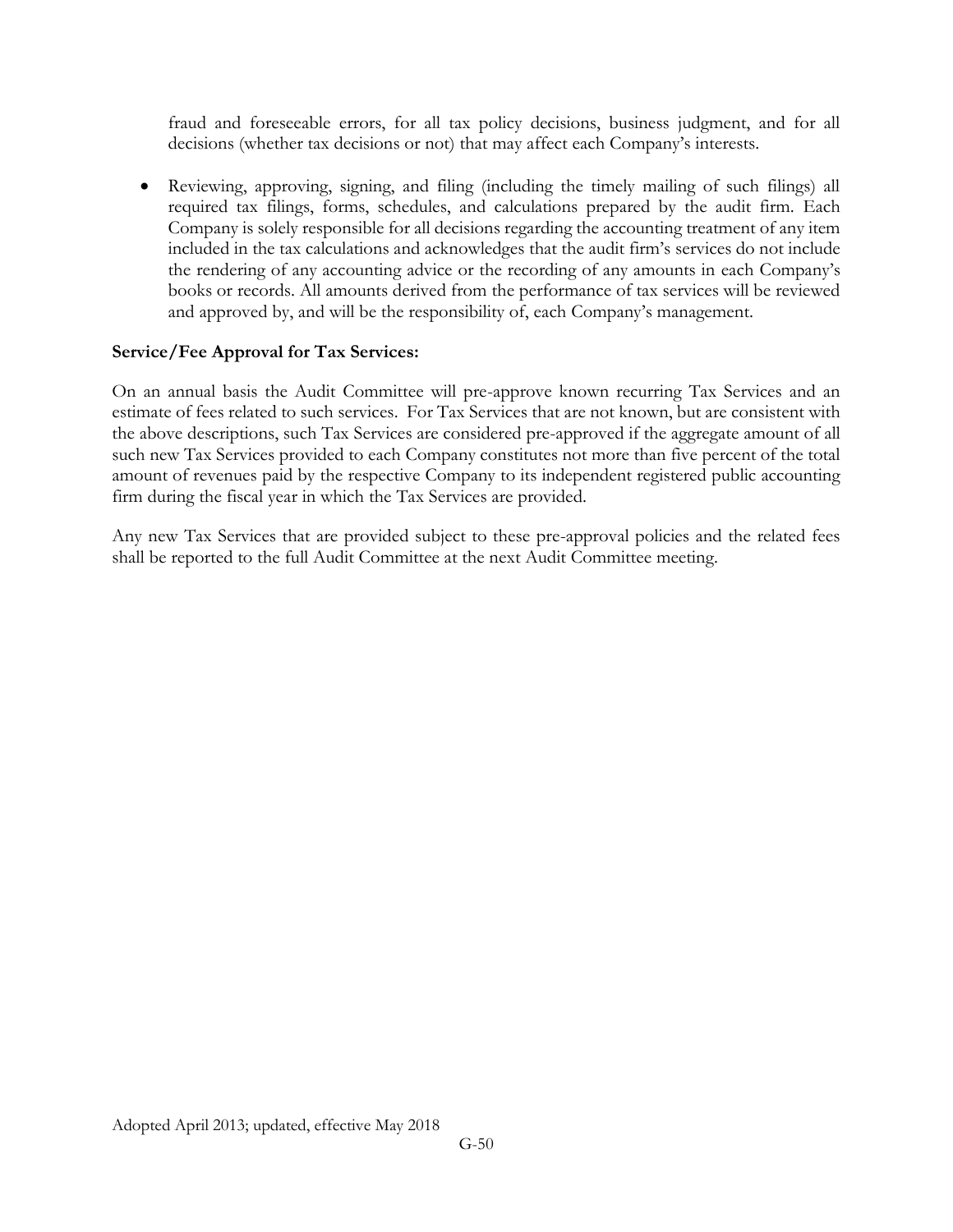fraud and foreseeable errors, for all tax policy decisions, business judgment, and for all decisions (whether tax decisions or not) that may affect each Company's interests.

- Reviewing, approving, signing, and filing (including the timely mailing of such filings) all required tax filings, forms, schedules, and calculations prepared by the audit firm. Each Company is solely responsible for all decisions regarding the accounting treatment of any item included in the tax calculations and acknowledges that the audit firm's services do not include the rendering of any accounting advice or the recording of any amounts in each Company's books or records. All amounts derived from the performance of tax services will be reviewed and approved by, and will be the responsibility of, each Company's management.

**Service/Fee Approval for Tax Services:**

On an annual basis the Audit Committee will pre-approve known recurring Tax Services and an estimate of fees related to such services. For Tax Services that are not known, but are consistent with the above descriptions, such Tax Services are considered pre-approved if the aggregate amount of all such new Tax Services provided to each Company constitutes not more than five percent of the total amount of revenues paid by the respective Company to its independent registered public accounting firm during the fiscal year in which the Tax Services are provided.

Any new Tax Services that are provided subject to these pre-approval policies and the related fees shall be reported to the full Audit Committee at the next Audit Committee meeting.

Adopted April 2013; updated, effective May 2018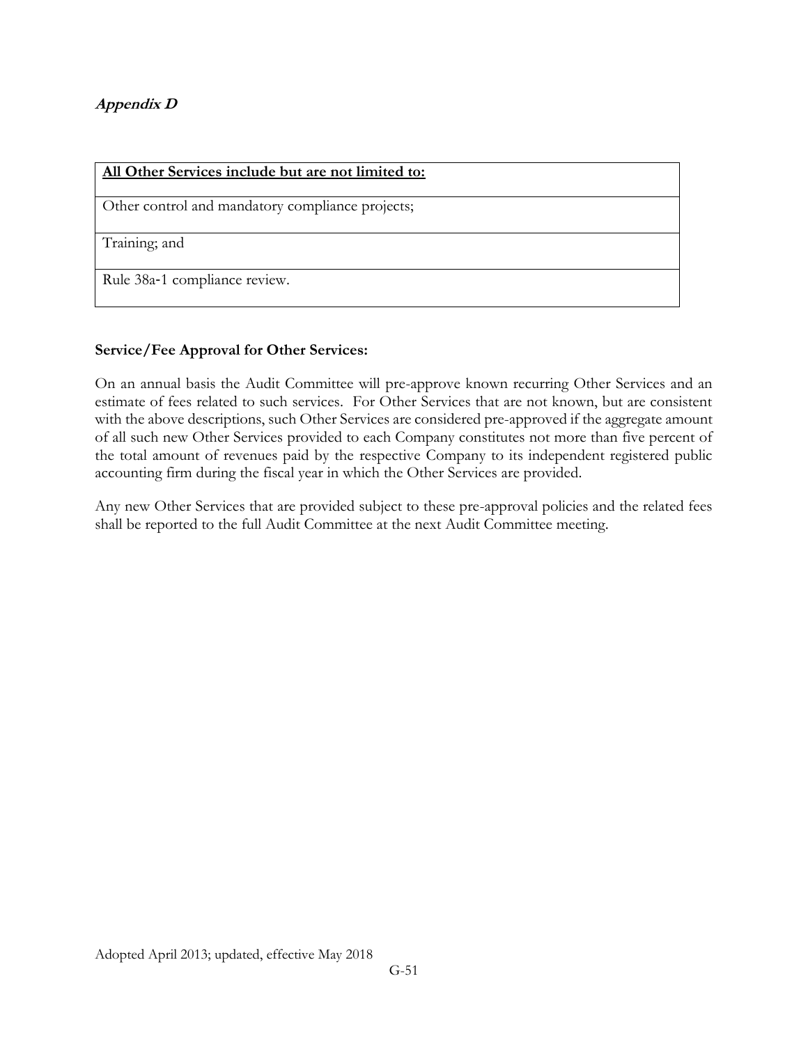***Appendix D***

| **All Other Services include but are not limited to:** |
| --- |
| Other control and mandatory compliance projects; |
| Training; and |
| Rule 38a-1 compliance review. |

**Service/Fee Approval for Other Services:**

On an annual basis the Audit Committee will pre-approve known recurring Other Services and an estimate of fees related to such services. For Other Services that are not known, but are consistent with the above descriptions, such Other Services are considered pre-approved if the aggregate amount of all such new Other Services provided to each Company constitutes not more than five percent of the total amount of revenues paid by the respective Company to its independent registered public accounting firm during the fiscal year in which the Other Services are provided.

Any new Other Services that are provided subject to these pre-approval policies and the related fees shall be reported to the full Audit Committee at the next Audit Committee meeting.

Adopted April 2013; updated, effective May 2018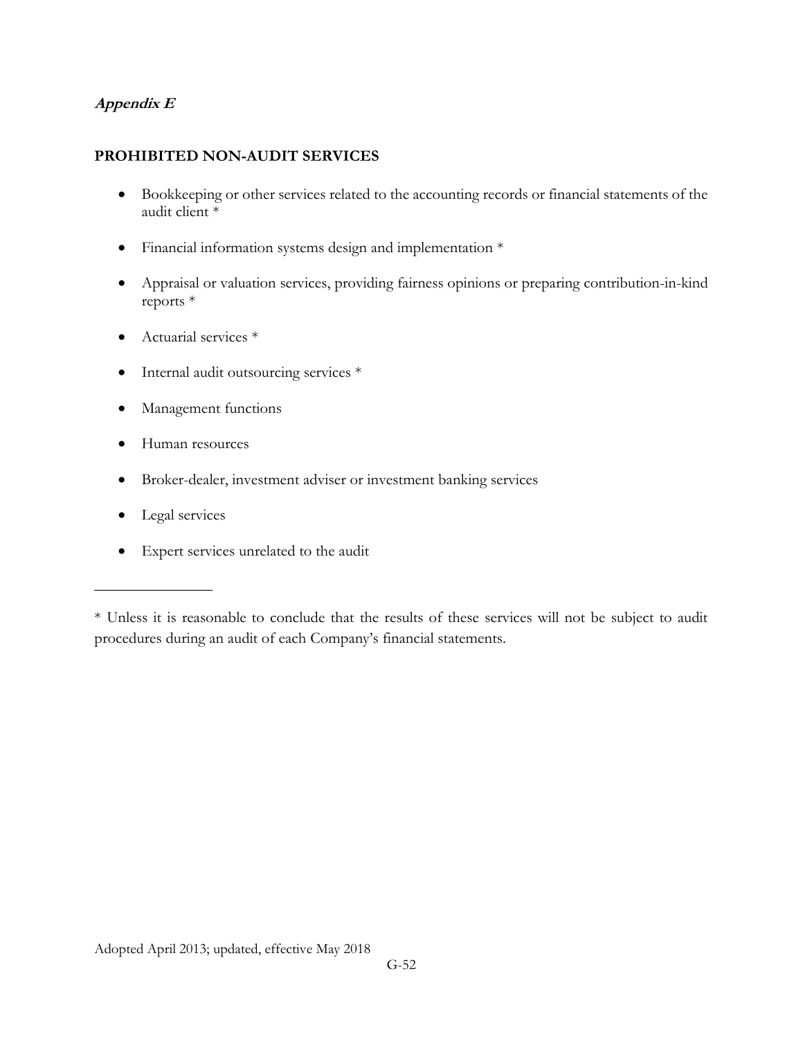***Appendix E***

**PROHIBITED NON-AUDIT SERVICES**

- Bookkeeping or other services related to the accounting records or financial statements of the audit client *
- Financial information systems design and implementation *
- Appraisal or valuation services, providing fairness opinions or preparing contribution-in-kind reports *
- Actuarial services *
- Internal audit outsourcing services *
- Management functions
- Human resources
- Broker-dealer, investment adviser or investment banking services
- Legal services
- Expert services unrelated to the audit

---

* Unless it is reasonable to conclude that the results of these services will not be subject to audit procedures during an audit of each Company's financial statements.

Adopted April 2013; updated, effective May 2018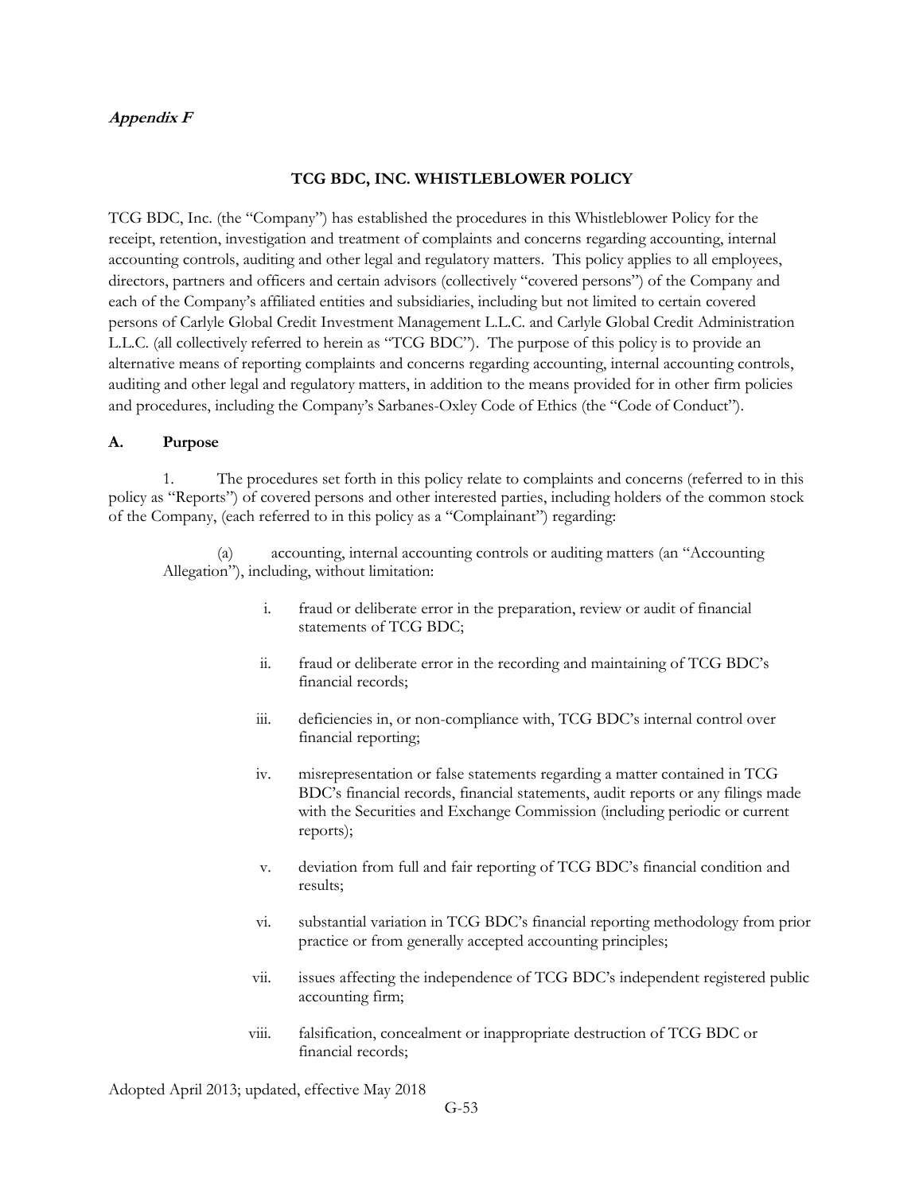***Appendix F***

**TCG BDC, INC. WHISTLEBLOWER POLICY**

TCG BDC, Inc. (the "Company") has established the procedures in this Whistleblower Policy for the receipt, retention, investigation and treatment of complaints and concerns regarding accounting, internal accounting controls, auditing and other legal and regulatory matters. This policy applies to all employees, directors, partners and officers and certain advisors (collectively "covered persons") of the Company and each of the Company's affiliated entities and subsidiaries, including but not limited to certain covered persons of Carlyle Global Credit Investment Management L.L.C. and Carlyle Global Credit Administration L.L.C. (all collectively referred to herein as "TCG BDC"). The purpose of this policy is to provide an alternative means of reporting complaints and concerns regarding accounting, internal accounting controls, auditing and other legal and regulatory matters, in addition to the means provided for in other firm policies and procedures, including the Company's Sarbanes-Oxley Code of Ethics (the "Code of Conduct").

**A. Purpose**

1. The procedures set forth in this policy relate to complaints and concerns (referred to in this policy as "Reports") of covered persons and other interested parties, including holders of the common stock of the Company, (each referred to in this policy as a "Complainant") regarding:

(a) accounting, internal accounting controls or auditing matters (an "Accounting Allegation"), including, without limitation:

i. fraud or deliberate error in the preparation, review or audit of financial statements of TCG BDC;

ii. fraud or deliberate error in the recording and maintaining of TCG BDC's financial records;

iii. deficiencies in, or non-compliance with, TCG BDC's internal control over financial reporting;

iv. misrepresentation or false statements regarding a matter contained in TCG BDC's financial records, financial statements, audit reports or any filings made with the Securities and Exchange Commission (including periodic or current reports);

v. deviation from full and fair reporting of TCG BDC's financial condition and results;

vi. substantial variation in TCG BDC's financial reporting methodology from prior practice or from generally accepted accounting principles;

vii. issues affecting the independence of TCG BDC's independent registered public accounting firm;

viii. falsification, concealment or inappropriate destruction of TCG BDC or financial records;

Adopted April 2013; updated, effective May 2018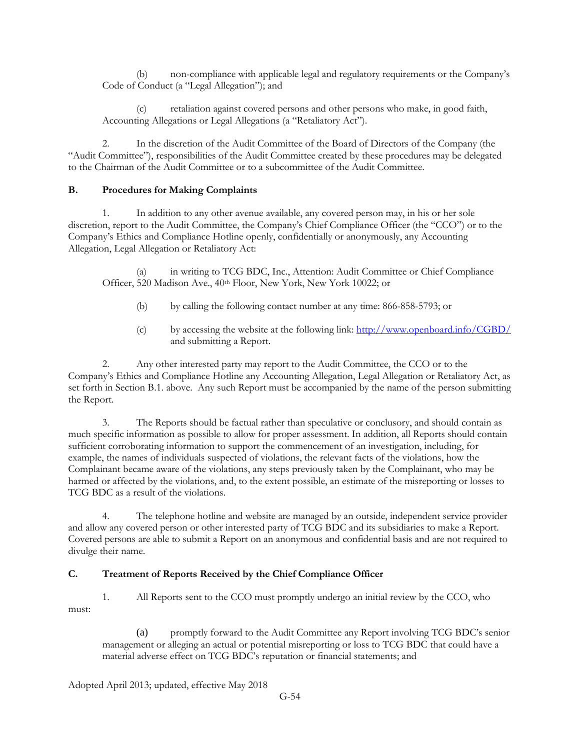(b) non-compliance with applicable legal and regulatory requirements or the Company's Code of Conduct (a "Legal Allegation"); and

(c) retaliation against covered persons and other persons who make, in good faith, Accounting Allegations or Legal Allegations (a "Retaliatory Act").

2. In the discretion of the Audit Committee of the Board of Directors of the Company (the "Audit Committee"), responsibilities of the Audit Committee created by these procedures may be delegated to the Chairman of the Audit Committee or to a subcommittee of the Audit Committee.

**B. Procedures for Making Complaints**

1. In addition to any other avenue available, any covered person may, in his or her sole discretion, report to the Audit Committee, the Company's Chief Compliance Officer (the "CCO") or to the Company's Ethics and Compliance Hotline openly, confidentially or anonymously, any Accounting Allegation, Legal Allegation or Retaliatory Act:

(a) in writing to TCG BDC, Inc., Attention: Audit Committee or Chief Compliance Officer, 520 Madison Ave., 40th Floor, New York, New York 10022; or

(b) by calling the following contact number at any time: 866-858-5793; or

(c) by accessing the website at the following link: http://www.openboard.info/CGBD/ and submitting a Report.

2. Any other interested party may report to the Audit Committee, the CCO or to the Company's Ethics and Compliance Hotline any Accounting Allegation, Legal Allegation or Retaliatory Act, as set forth in Section B.1. above. Any such Report must be accompanied by the name of the person submitting the Report.

3. The Reports should be factual rather than speculative or conclusory, and should contain as much specific information as possible to allow for proper assessment. In addition, all Reports should contain sufficient corroborating information to support the commencement of an investigation, including, for example, the names of individuals suspected of violations, the relevant facts of the violations, how the Complainant became aware of the violations, any steps previously taken by the Complainant, who may be harmed or affected by the violations, and, to the extent possible, an estimate of the misreporting or losses to TCG BDC as a result of the violations.

4. The telephone hotline and website are managed by an outside, independent service provider and allow any covered person or other interested party of TCG BDC and its subsidiaries to make a Report. Covered persons are able to submit a Report on an anonymous and confidential basis and are not required to divulge their name.

**C. Treatment of Reports Received by the Chief Compliance Officer**

1. All Reports sent to the CCO must promptly undergo an initial review by the CCO, who must:

(a) promptly forward to the Audit Committee any Report involving TCG BDC's senior management or alleging an actual or potential misreporting or loss to TCG BDC that could have a material adverse effect on TCG BDC's reputation or financial statements; and

Adopted April 2013; updated, effective May 2018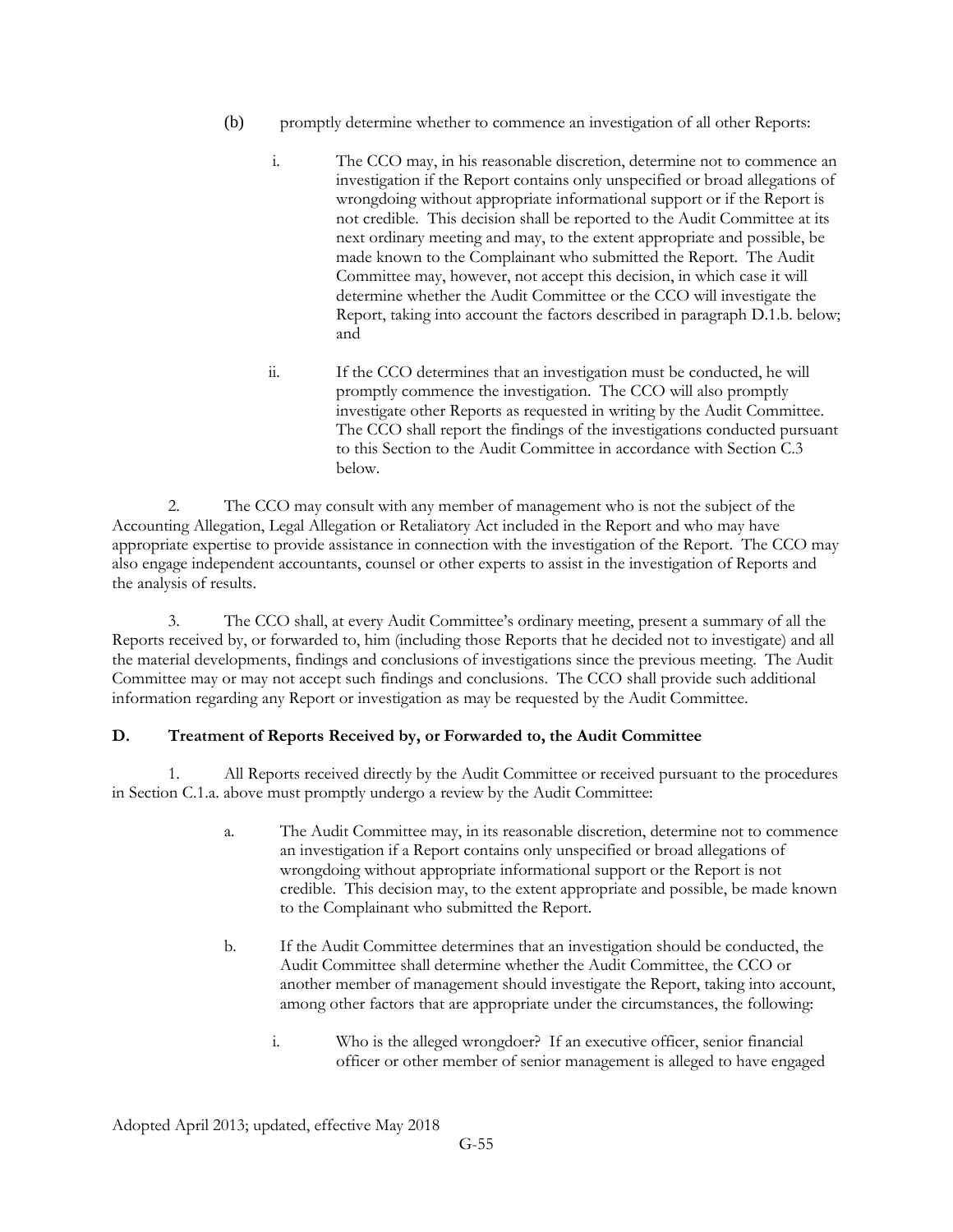(b) promptly determine whether to commence an investigation of all other Reports:

i. The CCO may, in his reasonable discretion, determine not to commence an investigation if the Report contains only unspecified or broad allegations of wrongdoing without appropriate informational support or if the Report is not credible. This decision shall be reported to the Audit Committee at its next ordinary meeting and may, to the extent appropriate and possible, be made known to the Complainant who submitted the Report. The Audit Committee may, however, not accept this decision, in which case it will determine whether the Audit Committee or the CCO will investigate the Report, taking into account the factors described in paragraph D.1.b. below; and

ii. If the CCO determines that an investigation must be conducted, he will promptly commence the investigation. The CCO will also promptly investigate other Reports as requested in writing by the Audit Committee. The CCO shall report the findings of the investigations conducted pursuant to this Section to the Audit Committee in accordance with Section C.3 below.

2. The CCO may consult with any member of management who is not the subject of the Accounting Allegation, Legal Allegation or Retaliatory Act included in the Report and who may have appropriate expertise to provide assistance in connection with the investigation of the Report. The CCO may also engage independent accountants, counsel or other experts to assist in the investigation of Reports and the analysis of results.

3. The CCO shall, at every Audit Committee's ordinary meeting, present a summary of all the Reports received by, or forwarded to, him (including those Reports that he decided not to investigate) and all the material developments, findings and conclusions of investigations since the previous meeting. The Audit Committee may or may not accept such findings and conclusions. The CCO shall provide such additional information regarding any Report or investigation as may be requested by the Audit Committee.

**D. Treatment of Reports Received by, or Forwarded to, the Audit Committee**

1. All Reports received directly by the Audit Committee or received pursuant to the procedures in Section C.1.a. above must promptly undergo a review by the Audit Committee:

a. The Audit Committee may, in its reasonable discretion, determine not to commence an investigation if a Report contains only unspecified or broad allegations of wrongdoing without appropriate informational support or the Report is not credible. This decision may, to the extent appropriate and possible, be made known to the Complainant who submitted the Report.

b. If the Audit Committee determines that an investigation should be conducted, the Audit Committee shall determine whether the Audit Committee, the CCO or another member of management should investigate the Report, taking into account, among other factors that are appropriate under the circumstances, the following:

i. Who is the alleged wrongdoer? If an executive officer, senior financial officer or other member of senior management is alleged to have engaged

Adopted April 2013; updated, effective May 2018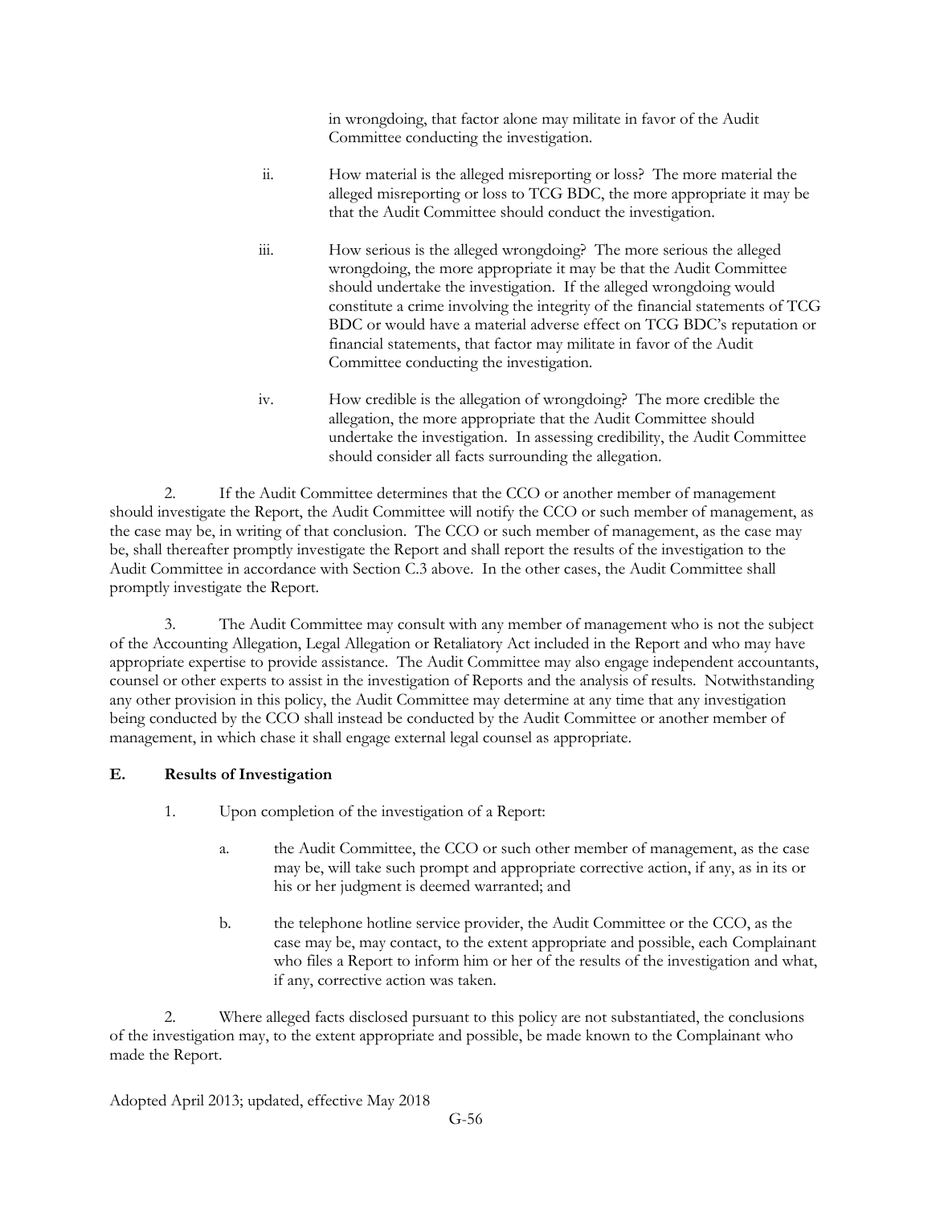in wrongdoing, that factor alone may militate in favor of the Audit Committee conducting the investigation.

ii. How material is the alleged misreporting or loss? The more material the alleged misreporting or loss to TCG BDC, the more appropriate it may be that the Audit Committee should conduct the investigation.

iii. How serious is the alleged wrongdoing? The more serious the alleged wrongdoing, the more appropriate it may be that the Audit Committee should undertake the investigation. If the alleged wrongdoing would constitute a crime involving the integrity of the financial statements of TCG BDC or would have a material adverse effect on TCG BDC's reputation or financial statements, that factor may militate in favor of the Audit Committee conducting the investigation.

iv. How credible is the allegation of wrongdoing? The more credible the allegation, the more appropriate that the Audit Committee should undertake the investigation. In assessing credibility, the Audit Committee should consider all facts surrounding the allegation.

2. If the Audit Committee determines that the CCO or another member of management should investigate the Report, the Audit Committee will notify the CCO or such member of management, as the case may be, in writing of that conclusion. The CCO or such member of management, as the case may be, shall thereafter promptly investigate the Report and shall report the results of the investigation to the Audit Committee in accordance with Section C.3 above. In the other cases, the Audit Committee shall promptly investigate the Report.

3. The Audit Committee may consult with any member of management who is not the subject of the Accounting Allegation, Legal Allegation or Retaliatory Act included in the Report and who may have appropriate expertise to provide assistance. The Audit Committee may also engage independent accountants, counsel or other experts to assist in the investigation of Reports and the analysis of results. Notwithstanding any other provision in this policy, the Audit Committee may determine at any time that any investigation being conducted by the CCO shall instead be conducted by the Audit Committee or another member of management, in which chase it shall engage external legal counsel as appropriate.

**E. Results of Investigation**

1. Upon completion of the investigation of a Report:

a. the Audit Committee, the CCO or such other member of management, as the case may be, will take such prompt and appropriate corrective action, if any, as in its or his or her judgment is deemed warranted; and

b. the telephone hotline service provider, the Audit Committee or the CCO, as the case may be, may contact, to the extent appropriate and possible, each Complainant who files a Report to inform him or her of the results of the investigation and what, if any, corrective action was taken.

2. Where alleged facts disclosed pursuant to this policy are not substantiated, the conclusions of the investigation may, to the extent appropriate and possible, be made known to the Complainant who made the Report.

Adopted April 2013; updated, effective May 2018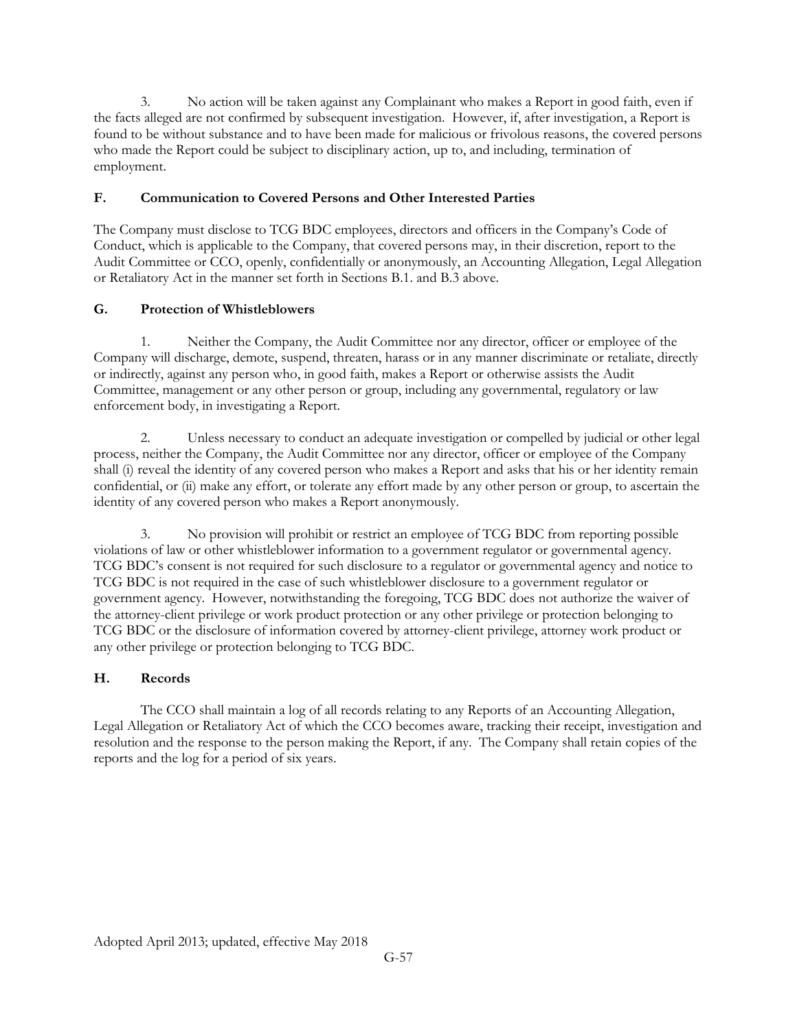3. No action will be taken against any Complainant who makes a Report in good faith, even if the facts alleged are not confirmed by subsequent investigation. However, if, after investigation, a Report is found to be without substance and to have been made for malicious or frivolous reasons, the covered persons who made the Report could be subject to disciplinary action, up to, and including, termination of employment.

### F. Communication to Covered Persons and Other Interested Parties

The Company must disclose to TCG BDC employees, directors and officers in the Company's Code of Conduct, which is applicable to the Company, that covered persons may, in their discretion, report to the Audit Committee or CCO, openly, confidentially or anonymously, an Accounting Allegation, Legal Allegation or Retaliatory Act in the manner set forth in Sections B.1. and B.3 above.

### G. Protection of Whistleblowers

1. Neither the Company, the Audit Committee nor any director, officer or employee of the Company will discharge, demote, suspend, threaten, harass or in any manner discriminate or retaliate, directly or indirectly, against any person who, in good faith, makes a Report or otherwise assists the Audit Committee, management or any other person or group, including any governmental, regulatory or law enforcement body, in investigating a Report.

2. Unless necessary to conduct an adequate investigation or compelled by judicial or other legal process, neither the Company, the Audit Committee nor any director, officer or employee of the Company shall (i) reveal the identity of any covered person who makes a Report and asks that his or her identity remain confidential, or (ii) make any effort, or tolerate any effort made by any other person or group, to ascertain the identity of any covered person who makes a Report anonymously.

3. No provision will prohibit or restrict an employee of TCG BDC from reporting possible violations of law or other whistleblower information to a government regulator or governmental agency. TCG BDC's consent is not required for such disclosure to a regulator or governmental agency and notice to TCG BDC is not required in the case of such whistleblower disclosure to a government regulator or government agency. However, notwithstanding the foregoing, TCG BDC does not authorize the waiver of the attorney-client privilege or work product protection or any other privilege or protection belonging to TCG BDC or the disclosure of information covered by attorney-client privilege, attorney work product or any other privilege or protection belonging to TCG BDC.

### H. Records

The CCO shall maintain a log of all records relating to any Reports of an Accounting Allegation, Legal Allegation or Retaliatory Act of which the CCO becomes aware, tracking their receipt, investigation and resolution and the response to the person making the Report, if any. The Company shall retain copies of the reports and the log for a period of six years.

Adopted April 2013; updated, effective May 2018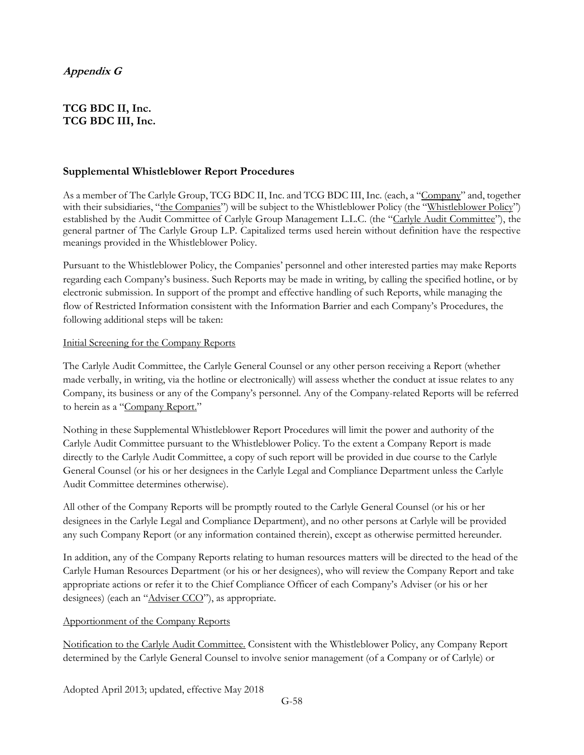***Appendix G***

**TCG BDC II, Inc.**
**TCG BDC III, Inc.**

**Supplemental Whistleblower Report Procedures**

As a member of The Carlyle Group, TCG BDC II, Inc. and TCG BDC III, Inc. (each, a "Company" and, together with their subsidiaries, "the Companies") will be subject to the Whistleblower Policy (the "Whistleblower Policy") established by the Audit Committee of Carlyle Group Management L.L.C. (the "Carlyle Audit Committee"), the general partner of The Carlyle Group L.P. Capitalized terms used herein without definition have the respective meanings provided in the Whistleblower Policy.

Pursuant to the Whistleblower Policy, the Companies' personnel and other interested parties may make Reports regarding each Company's business. Such Reports may be made in writing, by calling the specified hotline, or by electronic submission. In support of the prompt and effective handling of such Reports, while managing the flow of Restricted Information consistent with the Information Barrier and each Company's Procedures, the following additional steps will be taken:

Initial Screening for the Company Reports

The Carlyle Audit Committee, the Carlyle General Counsel or any other person receiving a Report (whether made verbally, in writing, via the hotline or electronically) will assess whether the conduct at issue relates to any Company, its business or any of the Company's personnel. Any of the Company-related Reports will be referred to herein as a "Company Report."

Nothing in these Supplemental Whistleblower Report Procedures will limit the power and authority of the Carlyle Audit Committee pursuant to the Whistleblower Policy. To the extent a Company Report is made directly to the Carlyle Audit Committee, a copy of such report will be provided in due course to the Carlyle General Counsel (or his or her designees in the Carlyle Legal and Compliance Department unless the Carlyle Audit Committee determines otherwise).

All other of the Company Reports will be promptly routed to the Carlyle General Counsel (or his or her designees in the Carlyle Legal and Compliance Department), and no other persons at Carlyle will be provided any such Company Report (or any information contained therein), except as otherwise permitted hereunder.

In addition, any of the Company Reports relating to human resources matters will be directed to the head of the Carlyle Human Resources Department (or his or her designees), who will review the Company Report and take appropriate actions or refer it to the Chief Compliance Officer of each Company's Adviser (or his or her designees) (each an "Adviser CCO"), as appropriate.

Apportionment of the Company Reports

Notification to the Carlyle Audit Committee. Consistent with the Whistleblower Policy, any Company Report determined by the Carlyle General Counsel to involve senior management (of a Company or of Carlyle) or

Adopted April 2013; updated, effective May 2018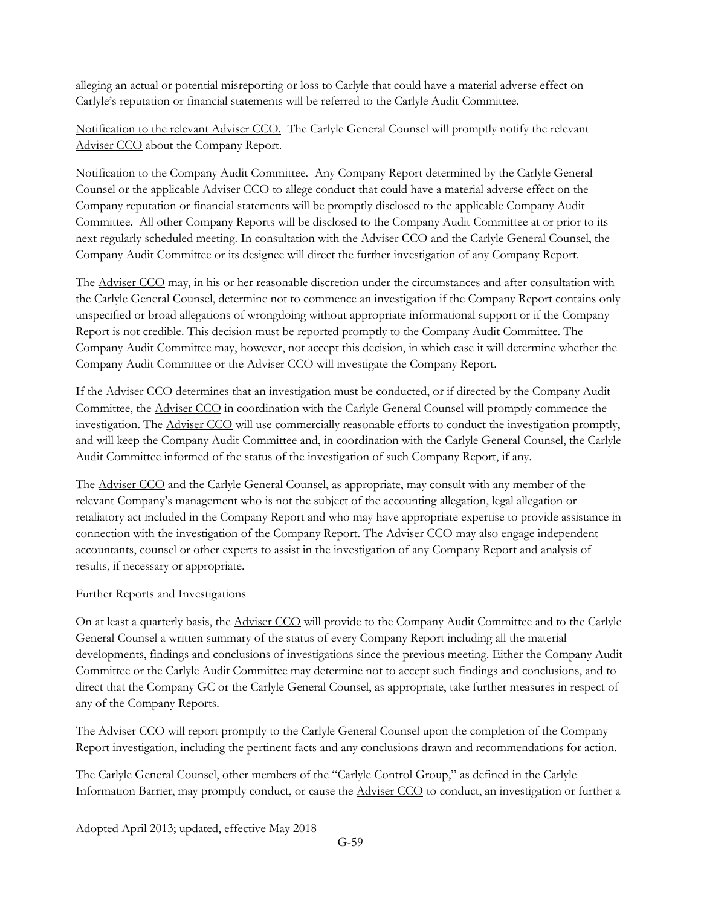alleging an actual or potential misreporting or loss to Carlyle that could have a material adverse effect on Carlyle's reputation or financial statements will be referred to the Carlyle Audit Committee.

Notification to the relevant Adviser CCO. The Carlyle General Counsel will promptly notify the relevant Adviser CCO about the Company Report.

Notification to the Company Audit Committee. Any Company Report determined by the Carlyle General Counsel or the applicable Adviser CCO to allege conduct that could have a material adverse effect on the Company reputation or financial statements will be promptly disclosed to the applicable Company Audit Committee. All other Company Reports will be disclosed to the Company Audit Committee at or prior to its next regularly scheduled meeting. In consultation with the Adviser CCO and the Carlyle General Counsel, the Company Audit Committee or its designee will direct the further investigation of any Company Report.

The Adviser CCO may, in his or her reasonable discretion under the circumstances and after consultation with the Carlyle General Counsel, determine not to commence an investigation if the Company Report contains only unspecified or broad allegations of wrongdoing without appropriate informational support or if the Company Report is not credible. This decision must be reported promptly to the Company Audit Committee. The Company Audit Committee may, however, not accept this decision, in which case it will determine whether the Company Audit Committee or the Adviser CCO will investigate the Company Report.

If the Adviser CCO determines that an investigation must be conducted, or if directed by the Company Audit Committee, the Adviser CCO in coordination with the Carlyle General Counsel will promptly commence the investigation. The Adviser CCO will use commercially reasonable efforts to conduct the investigation promptly, and will keep the Company Audit Committee and, in coordination with the Carlyle General Counsel, the Carlyle Audit Committee informed of the status of the investigation of such Company Report, if any.

The Adviser CCO and the Carlyle General Counsel, as appropriate, may consult with any member of the relevant Company's management who is not the subject of the accounting allegation, legal allegation or retaliatory act included in the Company Report and who may have appropriate expertise to provide assistance in connection with the investigation of the Company Report. The Adviser CCO may also engage independent accountants, counsel or other experts to assist in the investigation of any Company Report and analysis of results, if necessary or appropriate.

Further Reports and Investigations

On at least a quarterly basis, the Adviser CCO will provide to the Company Audit Committee and to the Carlyle General Counsel a written summary of the status of every Company Report including all the material developments, findings and conclusions of investigations since the previous meeting. Either the Company Audit Committee or the Carlyle Audit Committee may determine not to accept such findings and conclusions, and to direct that the Company GC or the Carlyle General Counsel, as appropriate, take further measures in respect of any of the Company Reports.

The Adviser CCO will report promptly to the Carlyle General Counsel upon the completion of the Company Report investigation, including the pertinent facts and any conclusions drawn and recommendations for action.

The Carlyle General Counsel, other members of the "Carlyle Control Group," as defined in the Carlyle Information Barrier, may promptly conduct, or cause the Adviser CCO to conduct, an investigation or further a

Adopted April 2013; updated, effective May 2018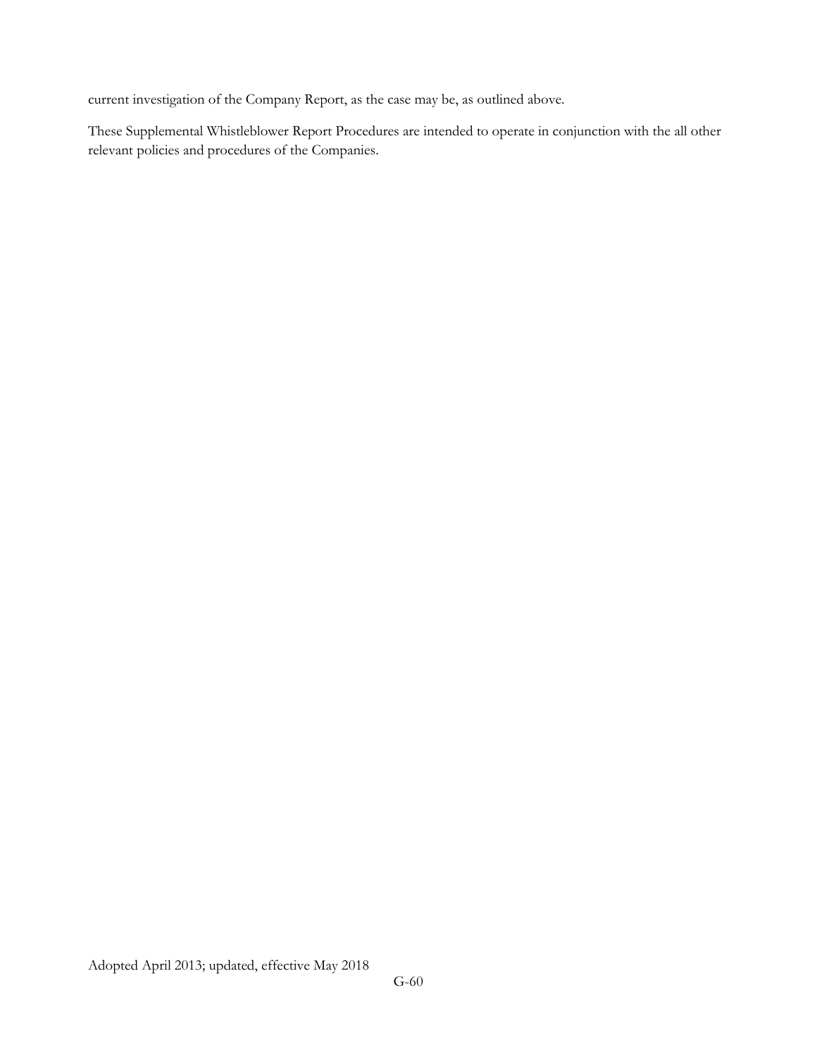current investigation of the Company Report, as the case may be, as outlined above.

These Supplemental Whistleblower Report Procedures are intended to operate in conjunction with the all other relevant policies and procedures of the Companies.

Adopted April 2013; updated, effective May 2018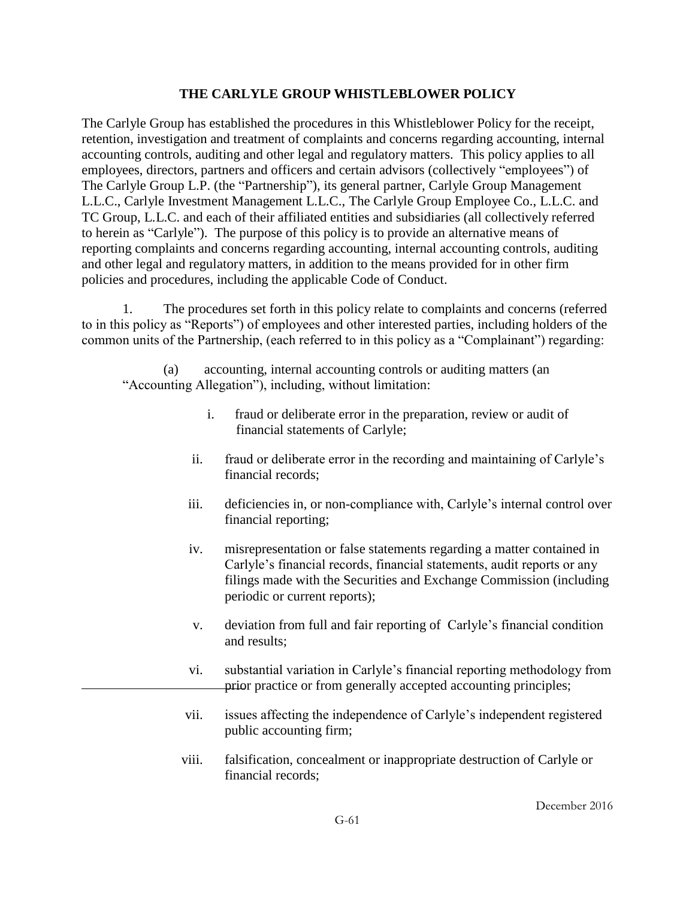## THE CARLYLE GROUP WHISTLEBLOWER POLICY

The Carlyle Group has established the procedures in this Whistleblower Policy for the receipt, retention, investigation and treatment of complaints and concerns regarding accounting, internal accounting controls, auditing and other legal and regulatory matters. This policy applies to all employees, directors, partners and officers and certain advisors (collectively "employees") of The Carlyle Group L.P. (the "Partnership"), its general partner, Carlyle Group Management L.L.C., Carlyle Investment Management L.L.C., The Carlyle Group Employee Co., L.L.C. and TC Group, L.L.C. and each of their affiliated entities and subsidiaries (all collectively referred to herein as "Carlyle"). The purpose of this policy is to provide an alternative means of reporting complaints and concerns regarding accounting, internal accounting controls, auditing and other legal and regulatory matters, in addition to the means provided for in other firm policies and procedures, including the applicable Code of Conduct.

1. The procedures set forth in this policy relate to complaints and concerns (referred to in this policy as "Reports") of employees and other interested parties, including holders of the common units of the Partnership, (each referred to in this policy as a "Complainant") regarding:

(a) accounting, internal accounting controls or auditing matters (an "Accounting Allegation"), including, without limitation:

i. fraud or deliberate error in the preparation, review or audit of financial statements of Carlyle;

ii. fraud or deliberate error in the recording and maintaining of Carlyle's financial records;

iii. deficiencies in, or non-compliance with, Carlyle's internal control over financial reporting;

iv. misrepresentation or false statements regarding a matter contained in Carlyle's financial records, financial statements, audit reports or any filings made with the Securities and Exchange Commission (including periodic or current reports);

v. deviation from full and fair reporting of Carlyle's financial condition and results;

vi. substantial variation in Carlyle's financial reporting methodology from prior practice or from generally accepted accounting principles;

vii. issues affecting the independence of Carlyle's independent registered public accounting firm;

viii. falsification, concealment or inappropriate destruction of Carlyle or financial records;

December 2016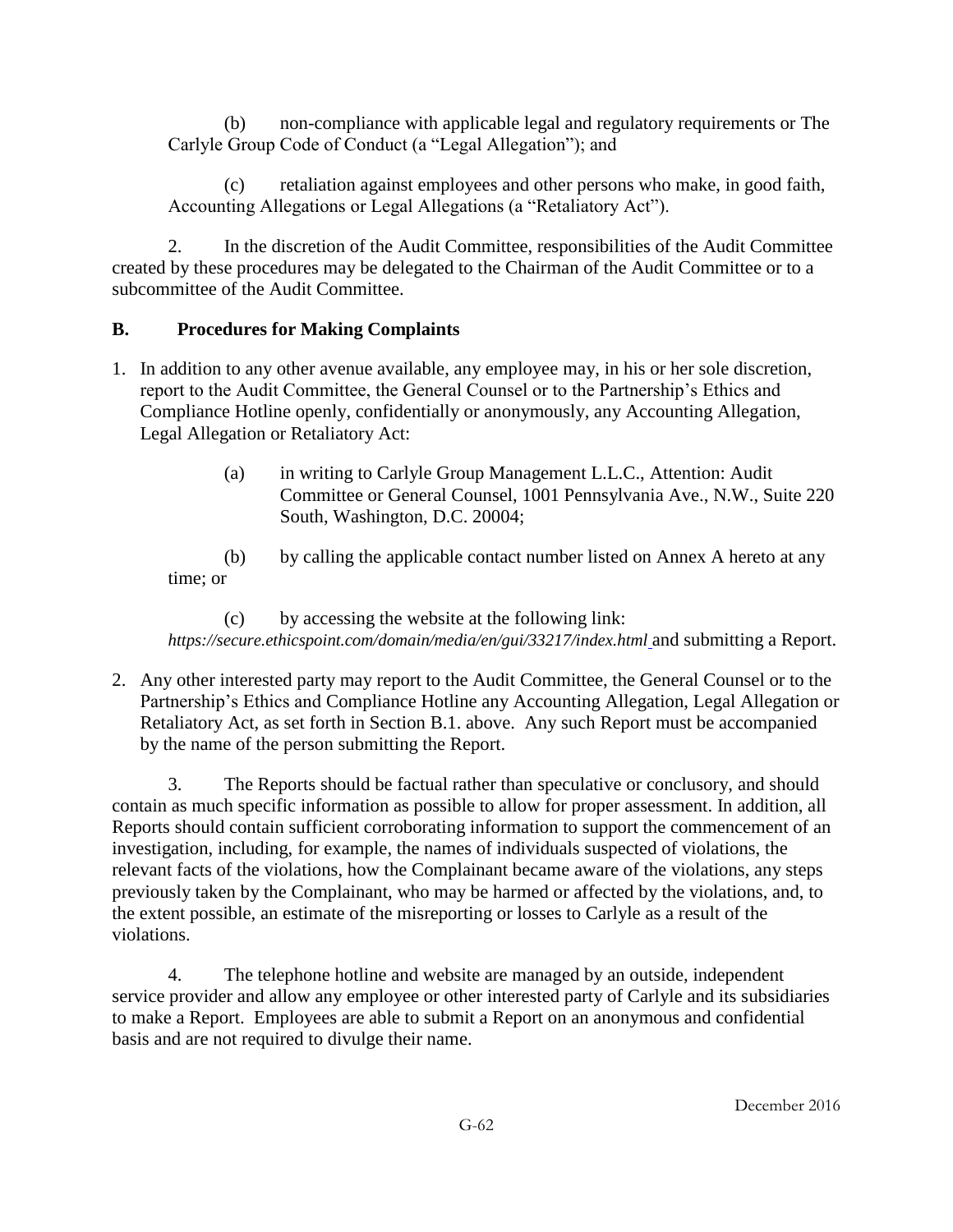(b) non-compliance with applicable legal and regulatory requirements or The Carlyle Group Code of Conduct (a "Legal Allegation"); and

(c) retaliation against employees and other persons who make, in good faith, Accounting Allegations or Legal Allegations (a "Retaliatory Act").

2. In the discretion of the Audit Committee, responsibilities of the Audit Committee created by these procedures may be delegated to the Chairman of the Audit Committee or to a subcommittee of the Audit Committee.

## B. Procedures for Making Complaints

1. In addition to any other avenue available, any employee may, in his or her sole discretion, report to the Audit Committee, the General Counsel or to the Partnership's Ethics and Compliance Hotline openly, confidentially or anonymously, any Accounting Allegation, Legal Allegation or Retaliatory Act:

   (a) in writing to Carlyle Group Management L.L.C., Attention: Audit Committee or General Counsel, 1001 Pennsylvania Ave., N.W., Suite 220 South, Washington, D.C. 20004;

   (b) by calling the applicable contact number listed on Annex A hereto at any time; or

   (c) by accessing the website at the following link: *https://secure.ethicspoint.com/domain/media/en/gui/33217/index.html* and submitting a Report.

2. Any other interested party may report to the Audit Committee, the General Counsel or to the Partnership's Ethics and Compliance Hotline any Accounting Allegation, Legal Allegation or Retaliatory Act, as set forth in Section B.1. above. Any such Report must be accompanied by the name of the person submitting the Report.

3. The Reports should be factual rather than speculative or conclusory, and should contain as much specific information as possible to allow for proper assessment. In addition, all Reports should contain sufficient corroborating information to support the commencement of an investigation, including, for example, the names of individuals suspected of violations, the relevant facts of the violations, how the Complainant became aware of the violations, any steps previously taken by the Complainant, who may be harmed or affected by the violations, and, to the extent possible, an estimate of the misreporting or losses to Carlyle as a result of the violations.

4. The telephone hotline and website are managed by an outside, independent service provider and allow any employee or other interested party of Carlyle and its subsidiaries to make a Report. Employees are able to submit a Report on an anonymous and confidential basis and are not required to divulge their name.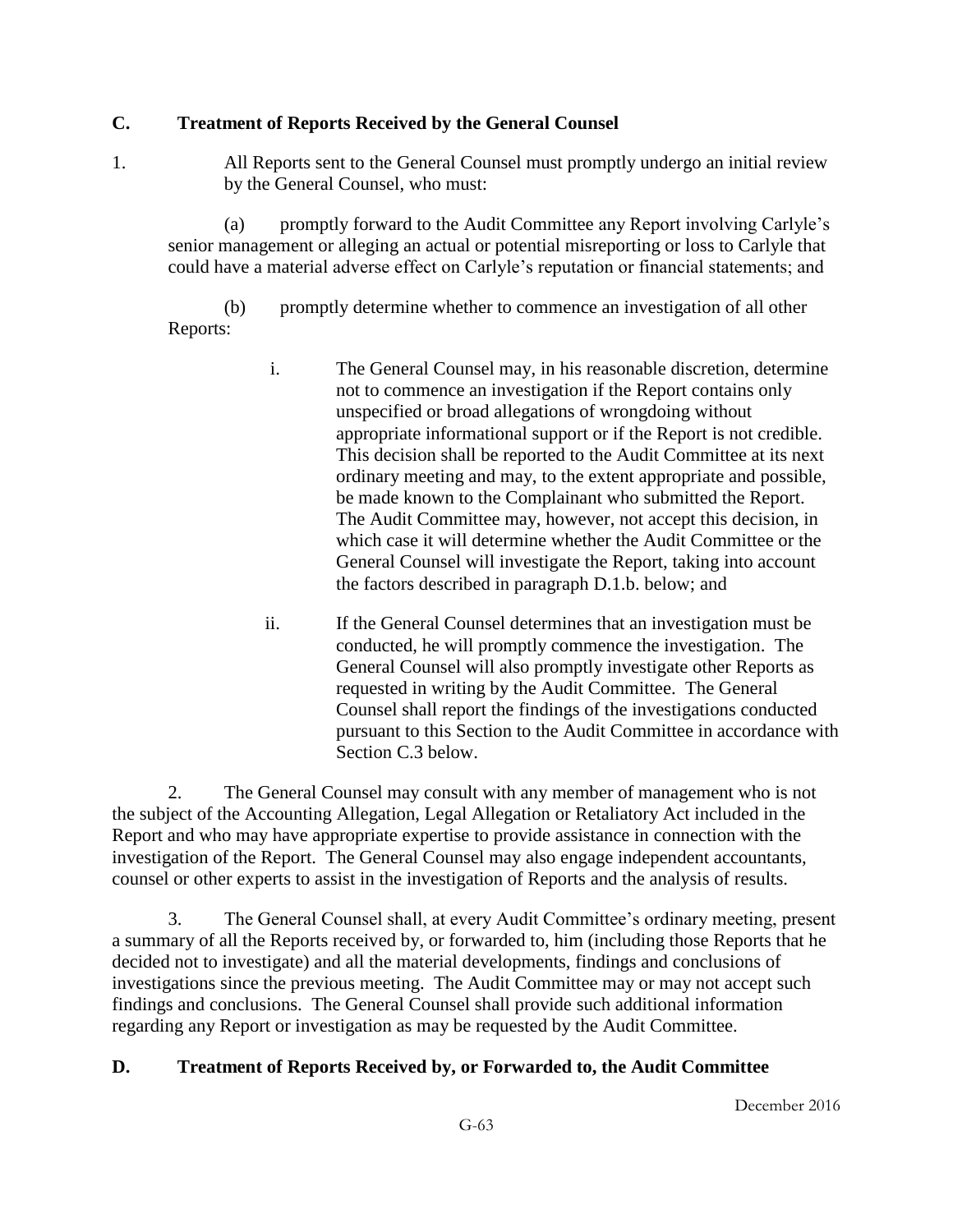## C. Treatment of Reports Received by the General Counsel

1. All Reports sent to the General Counsel must promptly undergo an initial review by the General Counsel, who must:

   (a) promptly forward to the Audit Committee any Report involving Carlyle's senior management or alleging an actual or potential misreporting or loss to Carlyle that could have a material adverse effect on Carlyle's reputation or financial statements; and

   (b) promptly determine whether to commence an investigation of all other Reports:

      i. The General Counsel may, in his reasonable discretion, determine not to commence an investigation if the Report contains only unspecified or broad allegations of wrongdoing without appropriate informational support or if the Report is not credible. This decision shall be reported to the Audit Committee at its next ordinary meeting and may, to the extent appropriate and possible, be made known to the Complainant who submitted the Report. The Audit Committee may, however, not accept this decision, in which case it will determine whether the Audit Committee or the General Counsel will investigate the Report, taking into account the factors described in paragraph D.1.b. below; and

      ii. If the General Counsel determines that an investigation must be conducted, he will promptly commence the investigation. The General Counsel will also promptly investigate other Reports as requested in writing by the Audit Committee. The General Counsel shall report the findings of the investigations conducted pursuant to this Section to the Audit Committee in accordance with Section C.3 below.

2. The General Counsel may consult with any member of management who is not the subject of the Accounting Allegation, Legal Allegation or Retaliatory Act included in the Report and who may have appropriate expertise to provide assistance in connection with the investigation of the Report. The General Counsel may also engage independent accountants, counsel or other experts to assist in the investigation of Reports and the analysis of results.

3. The General Counsel shall, at every Audit Committee's ordinary meeting, present a summary of all the Reports received by, or forwarded to, him (including those Reports that he decided not to investigate) and all the material developments, findings and conclusions of investigations since the previous meeting. The Audit Committee may or may not accept such findings and conclusions. The General Counsel shall provide such additional information regarding any Report or investigation as may be requested by the Audit Committee.

## D. Treatment of Reports Received by, or Forwarded to, the Audit Committee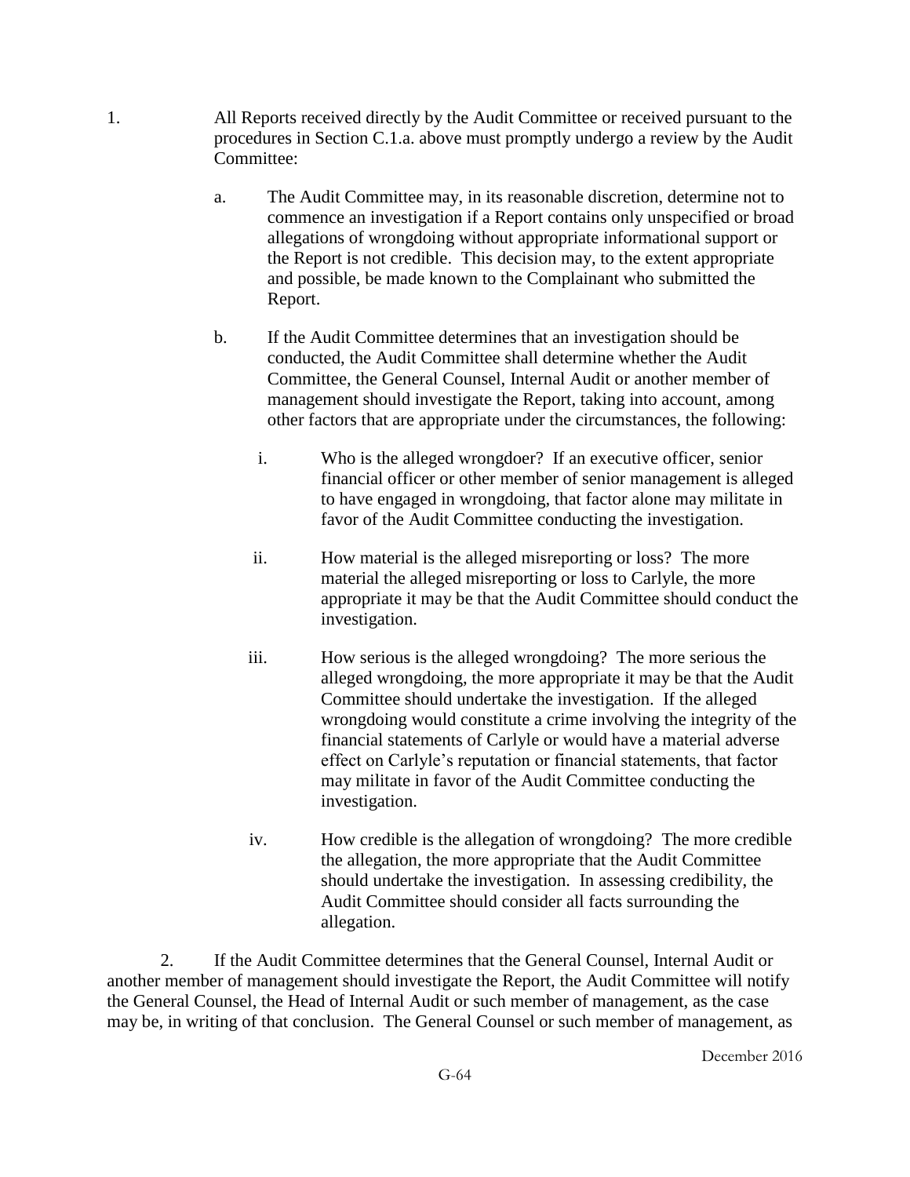1. All Reports received directly by the Audit Committee or received pursuant to the procedures in Section C.1.a. above must promptly undergo a review by the Audit Committee:

   a. The Audit Committee may, in its reasonable discretion, determine not to commence an investigation if a Report contains only unspecified or broad allegations of wrongdoing without appropriate informational support or the Report is not credible. This decision may, to the extent appropriate and possible, be made known to the Complainant who submitted the Report.

   b. If the Audit Committee determines that an investigation should be conducted, the Audit Committee shall determine whether the Audit Committee, the General Counsel, Internal Audit or another member of management should investigate the Report, taking into account, among other factors that are appropriate under the circumstances, the following:

      i. Who is the alleged wrongdoer? If an executive officer, senior financial officer or other member of senior management is alleged to have engaged in wrongdoing, that factor alone may militate in favor of the Audit Committee conducting the investigation.

      ii. How material is the alleged misreporting or loss? The more material the alleged misreporting or loss to Carlyle, the more appropriate it may be that the Audit Committee should conduct the investigation.

      iii. How serious is the alleged wrongdoing? The more serious the alleged wrongdoing, the more appropriate it may be that the Audit Committee should undertake the investigation. If the alleged wrongdoing would constitute a crime involving the integrity of the financial statements of Carlyle or would have a material adverse effect on Carlyle's reputation or financial statements, that factor may militate in favor of the Audit Committee conducting the investigation.

      iv. How credible is the allegation of wrongdoing? The more credible the allegation, the more appropriate that the Audit Committee should undertake the investigation. In assessing credibility, the Audit Committee should consider all facts surrounding the allegation.

2. If the Audit Committee determines that the General Counsel, Internal Audit or another member of management should investigate the Report, the Audit Committee will notify the General Counsel, the Head of Internal Audit or such member of management, as the case may be, in writing of that conclusion. The General Counsel or such member of management, as

December 2016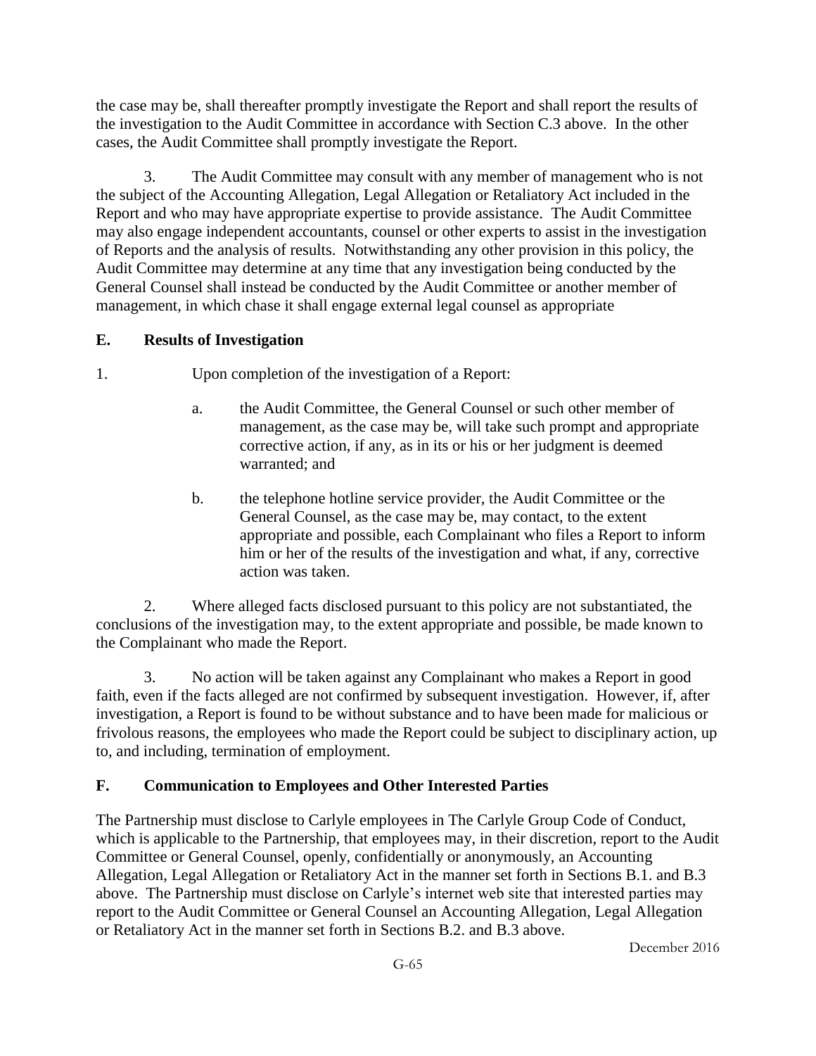the case may be, shall thereafter promptly investigate the Report and shall report the results of the investigation to the Audit Committee in accordance with Section C.3 above. In the other cases, the Audit Committee shall promptly investigate the Report.

3. The Audit Committee may consult with any member of management who is not the subject of the Accounting Allegation, Legal Allegation or Retaliatory Act included in the Report and who may have appropriate expertise to provide assistance. The Audit Committee may also engage independent accountants, counsel or other experts to assist in the investigation of Reports and the analysis of results. Notwithstanding any other provision in this policy, the Audit Committee may determine at any time that any investigation being conducted by the General Counsel shall instead be conducted by the Audit Committee or another member of management, in which chase it shall engage external legal counsel as appropriate

## E. Results of Investigation

1. Upon completion of the investigation of a Report:

   a. the Audit Committee, the General Counsel or such other member of management, as the case may be, will take such prompt and appropriate corrective action, if any, as in its or his or her judgment is deemed warranted; and

   b. the telephone hotline service provider, the Audit Committee or the General Counsel, as the case may be, may contact, to the extent appropriate and possible, each Complainant who files a Report to inform him or her of the results of the investigation and what, if any, corrective action was taken.

2. Where alleged facts disclosed pursuant to this policy are not substantiated, the conclusions of the investigation may, to the extent appropriate and possible, be made known to the Complainant who made the Report.

3. No action will be taken against any Complainant who makes a Report in good faith, even if the facts alleged are not confirmed by subsequent investigation. However, if, after investigation, a Report is found to be without substance and to have been made for malicious or frivolous reasons, the employees who made the Report could be subject to disciplinary action, up to, and including, termination of employment.

## F. Communication to Employees and Other Interested Parties

The Partnership must disclose to Carlyle employees in The Carlyle Group Code of Conduct, which is applicable to the Partnership, that employees may, in their discretion, report to the Audit Committee or General Counsel, openly, confidentially or anonymously, an Accounting Allegation, Legal Allegation or Retaliatory Act in the manner set forth in Sections B.1. and B.3 above. The Partnership must disclose on Carlyle's internet web site that interested parties may report to the Audit Committee or General Counsel an Accounting Allegation, Legal Allegation or Retaliatory Act in the manner set forth in Sections B.2. and B.3 above.

December 2016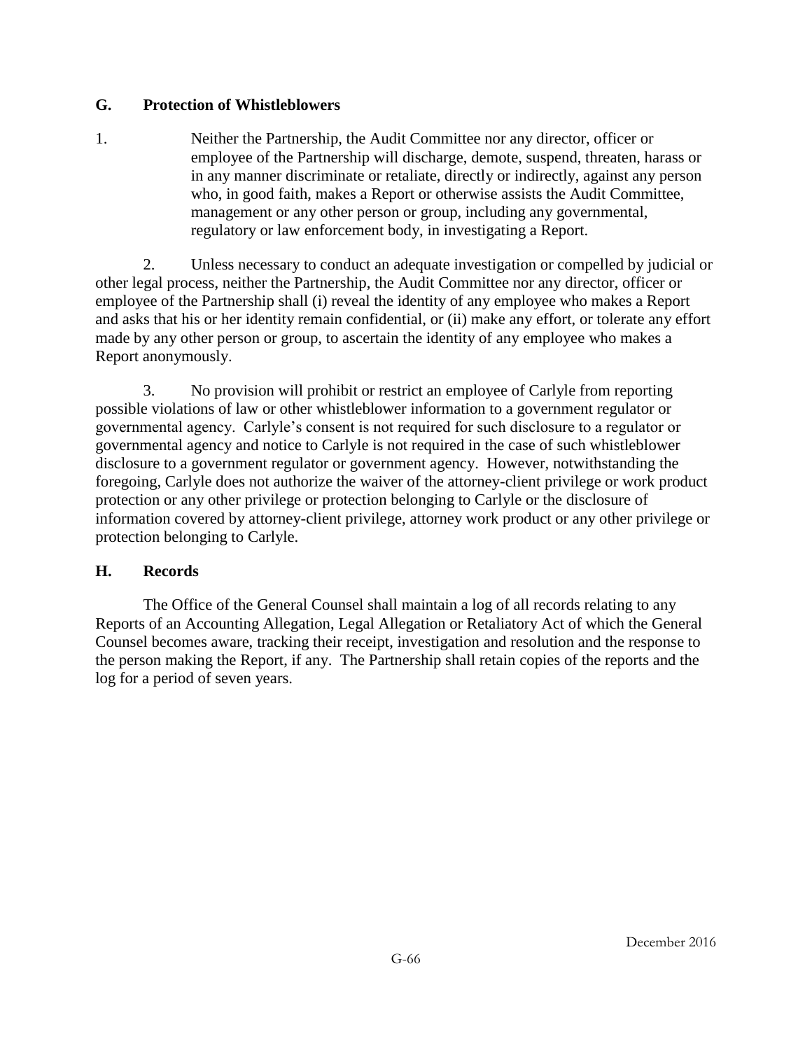## G. Protection of Whistleblowers

1. Neither the Partnership, the Audit Committee nor any director, officer or employee of the Partnership will discharge, demote, suspend, threaten, harass or in any manner discriminate or retaliate, directly or indirectly, against any person who, in good faith, makes a Report or otherwise assists the Audit Committee, management or any other person or group, including any governmental, regulatory or law enforcement body, in investigating a Report.

2. Unless necessary to conduct an adequate investigation or compelled by judicial or other legal process, neither the Partnership, the Audit Committee nor any director, officer or employee of the Partnership shall (i) reveal the identity of any employee who makes a Report and asks that his or her identity remain confidential, or (ii) make any effort, or tolerate any effort made by any other person or group, to ascertain the identity of any employee who makes a Report anonymously.

3. No provision will prohibit or restrict an employee of Carlyle from reporting possible violations of law or other whistleblower information to a government regulator or governmental agency. Carlyle's consent is not required for such disclosure to a regulator or governmental agency and notice to Carlyle is not required in the case of such whistleblower disclosure to a government regulator or government agency. However, notwithstanding the foregoing, Carlyle does not authorize the waiver of the attorney-client privilege or work product protection or any other privilege or protection belonging to Carlyle or the disclosure of information covered by attorney-client privilege, attorney work product or any other privilege or protection belonging to Carlyle.

## H. Records

The Office of the General Counsel shall maintain a log of all records relating to any Reports of an Accounting Allegation, Legal Allegation or Retaliatory Act of which the General Counsel becomes aware, tracking their receipt, investigation and resolution and the response to the person making the Report, if any. The Partnership shall retain copies of the reports and the log for a period of seven years.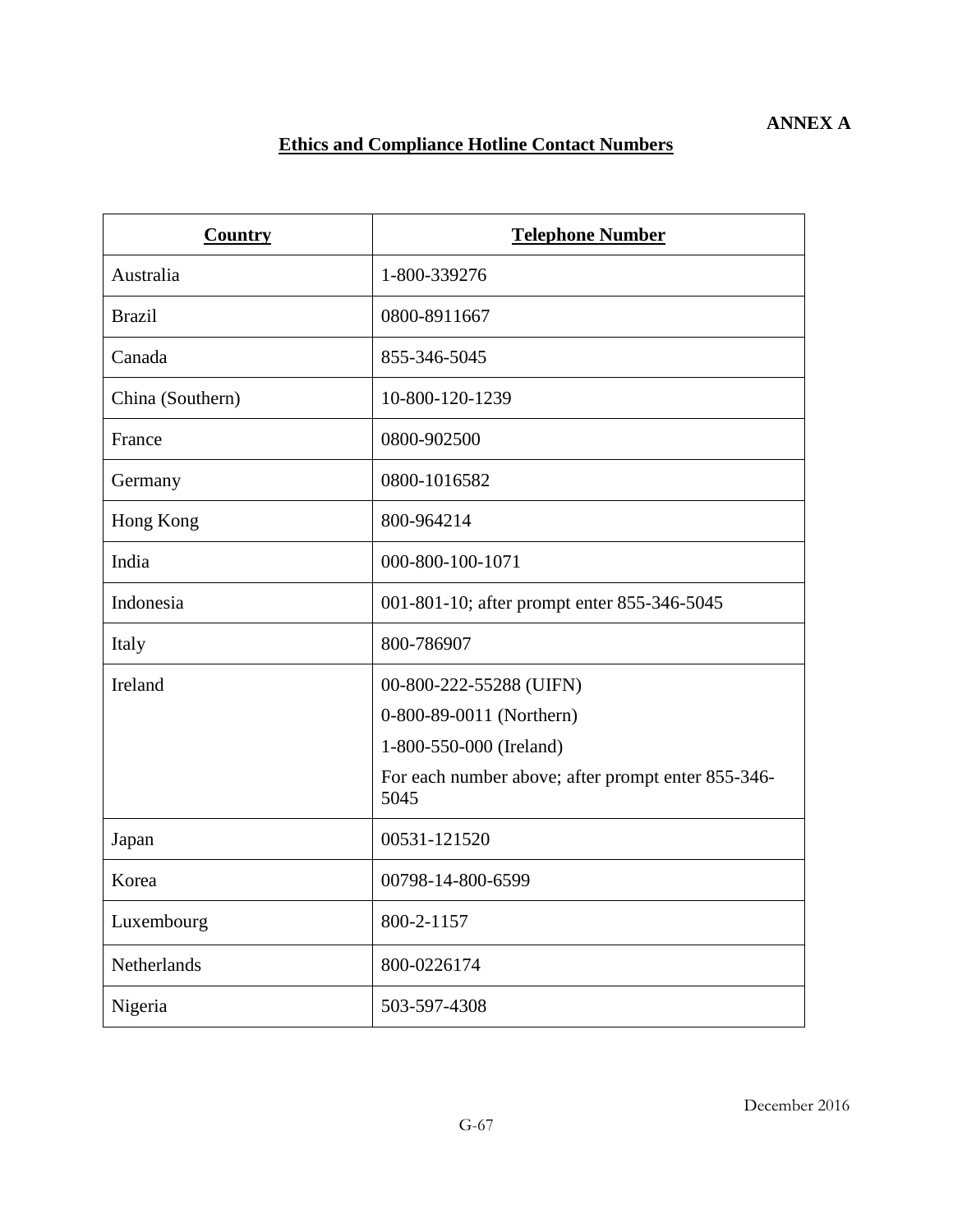**ANNEX A**

## Ethics and Compliance Hotline Contact Numbers

| Country | Telephone Number |
| --- | --- |
| Australia | 1-800-339276 |
| Brazil | 0800-8911667 |
| Canada | 855-346-5045 |
| China (Southern) | 10-800-120-1239 |
| France | 0800-902500 |
| Germany | 0800-1016582 |
| Hong Kong | 800-964214 |
| India | 000-800-100-1071 |
| Indonesia | 001-801-10; after prompt enter 855-346-5045 |
| Italy | 800-786907 |
| Ireland | 00-800-222-55288 (UIFN)<br>0-800-89-0011 (Northern)<br>1-800-550-000 (Ireland)<br>For each number above; after prompt enter 855-346-5045 |
| Japan | 00531-121520 |
| Korea | 00798-14-800-6599 |
| Luxembourg | 800-2-1157 |
| Netherlands | 800-0226174 |
| Nigeria | 503-597-4308 |

December 2016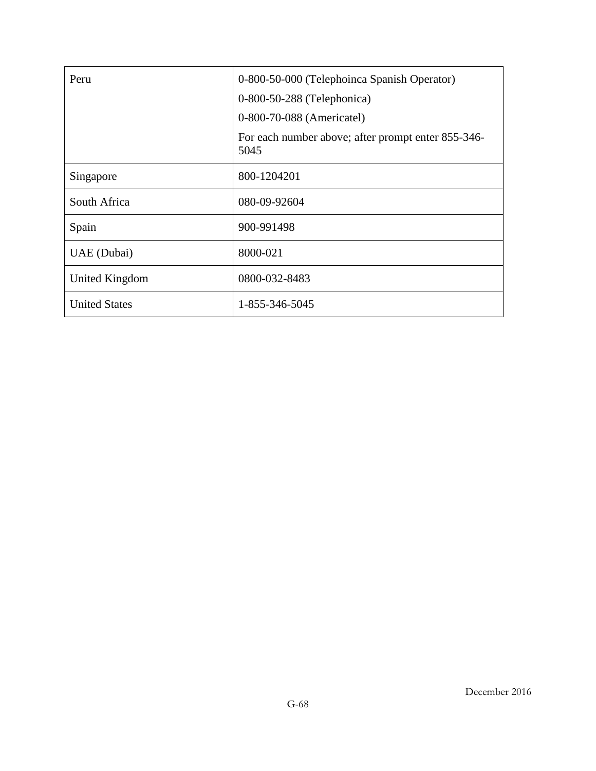| | |
|---|---|
| Peru | 0-800-50-000 (Telephoinca Spanish Operator)<br>0-800-50-288 (Telephonica)<br>0-800-70-088 (Americatel)<br>For each number above; after prompt enter 855-346-5045 |
| Singapore | 800-1204201 |
| South Africa | 080-09-92604 |
| Spain | 900-991498 |
| UAE (Dubai) | 8000-021 |
| United Kingdom | 0800-032-8483 |
| United States | 1-855-346-5045 |